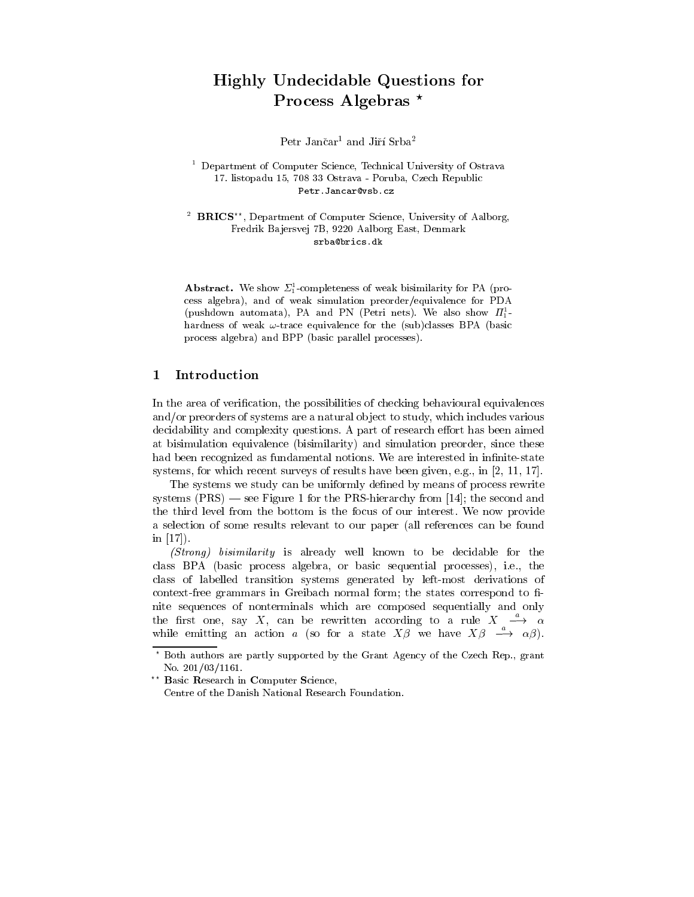# Highly Undecidable Questions for Process Algebras *

Petr Jančar[1] and Jiří Srba[2]

[1] Department of Computer Science, Technical University of Ostrava
17. listopadu 15, 708 33 Ostrava - Poruba, Czech Republic
Petr.Jancar@vsb.cz

[2] **BRICS****, Department of Computer Science, University of Aalborg,
Fredrik Bajersvej 7B, 9220 Aalborg East, Denmark
srba@brics.dk

**Abstract.** We show $\Sigma_1^1$-completeness of weak bisimilarity for PA (process algebra), and of weak simulation preorder/equivalence for PDA (pushdown automata), PA and PN (Petri nets). We also show $\Pi_1^1$-hardness of weak $\omega$-trace equivalence for the (sub)classes BPA (basic process algebra) and BPP (basic parallel processes).

## 1 Introduction

In the area of verification, the possibilities of checking behavioural equivalences and/or preorders of systems are a natural object to study, which includes various decidability and complexity questions. A part of research effort has been aimed at bisimulation equivalence (bisimilarity) and simulation preorder, since these had been recognized as fundamental notions. We are interested in infinite-state systems, for which recent surveys of results have been given, e.g., in [2, 11, 17].

The systems we study can be uniformly defined by means of process rewrite systems (PRS) — see Figure 1 for the PRS-hierarchy from [14]; the second and the third level from the bottom is the focus of our interest. We now provide a selection of some results relevant to our paper (all references can be found in [17]).

*(Strong) bisimilarity* is already well known to be decidable for the class BPA (basic process algebra, or basic sequential processes), i.e., the class of labelled transition systems generated by left-most derivations of context-free grammars in Greibach normal form; the states correspond to finite sequences of nonterminals which are composed sequentially and only the first one, say $X$, can be rewritten according to a rule $X \stackrel{a}{\longrightarrow} \alpha$ while emitting an action $a$ (so for a state $X\beta$ we have $X\beta \stackrel{a}{\longrightarrow} \alpha\beta$).

* Both authors are partly supported by the Grant Agency of the Czech Rep., grant No. 201/03/1161.

** **B**asic **R**esearch **i**n **C**omputer **S**cience, Centre of the Danish National Research Foundation.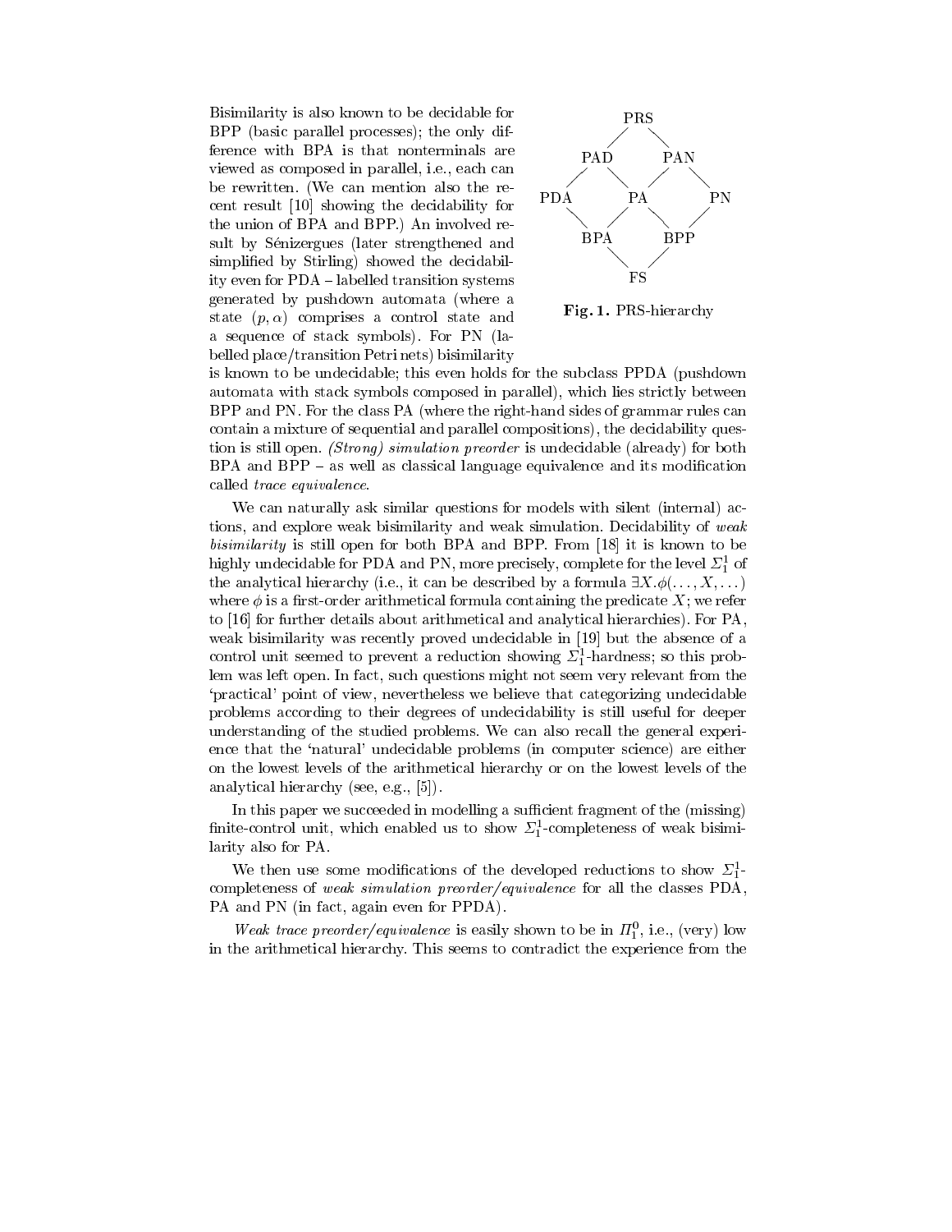Bisimilarity is also known to be decidable for BPP (basic parallel processes); the only difference with BPA is that nonterminals are viewed as composed in parallel, i.e., each can be rewritten. (We can mention also the recent result [10] showing the decidability for the union of BPA and BPP.) An involved result by Sénizergues (later strengthened and simplified by Stirling) showed the decidability even for PDA – labelled transition systems generated by pushdown automata (where a state $(p, \alpha)$ comprises a control state and a sequence of stack symbols). For PN (labelled place/transition Petri nets) bisimilarity is known to be undecidable; this even holds for the subclass PPDA (pushdown automata with stack symbols composed in parallel), which lies strictly between BPP and PN. For the class PA (where the right-hand sides of grammar rules can contain a mixture of sequential and parallel compositions), the decidability question is still open. *(Strong) simulation preorder* is undecidable (already) for both BPA and BPP – as well as classical language equivalence and its modification called *trace equivalence*.

```
              PRS
             /   \
          PAD     PAN
         /   \   /   \
      PDA     PA      PN
         \   /  \    /
          BPA    BPP
             \   /
              FS
```

**Fig. 1.** PRS-hierarchy

We can naturally ask similar questions for models with silent (internal) actions, and explore weak bisimilarity and weak simulation. Decidability of *weak bisimilarity* is still open for both BPA and BPP. From [18] it is known to be highly undecidable for PDA and PN, more precisely, complete for the level $\Sigma_1^1$ of the analytical hierarchy (i.e., it can be described by a formula $\exists X. \phi(\ldots, X, \ldots)$ where $\phi$ is a first-order arithmetical formula containing the predicate $X$; we refer to [16] for further details about arithmetical and analytical hierarchies). For PA, weak bisimilarity was recently proved undecidable in [19] but the absence of a control unit seemed to prevent a reduction showing $\Sigma_1^1$-hardness; so this problem was left open. In fact, such questions might not seem very relevant from the 'practical' point of view, nevertheless we believe that categorizing undecidable problems according to their degrees of undecidability is still useful for deeper understanding of the studied problems. We can also recall the general experience that the 'natural' undecidable problems (in computer science) are either on the lowest levels of the arithmetical hierarchy or on the lowest levels of the analytical hierarchy (see, e.g., [5]).

In this paper we succeeded in modelling a sufficient fragment of the (missing) finite-control unit, which enabled us to show $\Sigma_1^1$-completeness of weak bisimilarity also for PA.

We then use some modifications of the developed reductions to show $\Sigma_1^1$-completeness of *weak simulation preorder/equivalence* for all the classes PDA, PA and PN (in fact, again even for PPDA).

*Weak trace preorder/equivalence* is easily shown to be in $\Pi_1^0$, i.e., (very) low in the arithmetical hierarchy. This seems to contradict the experience from the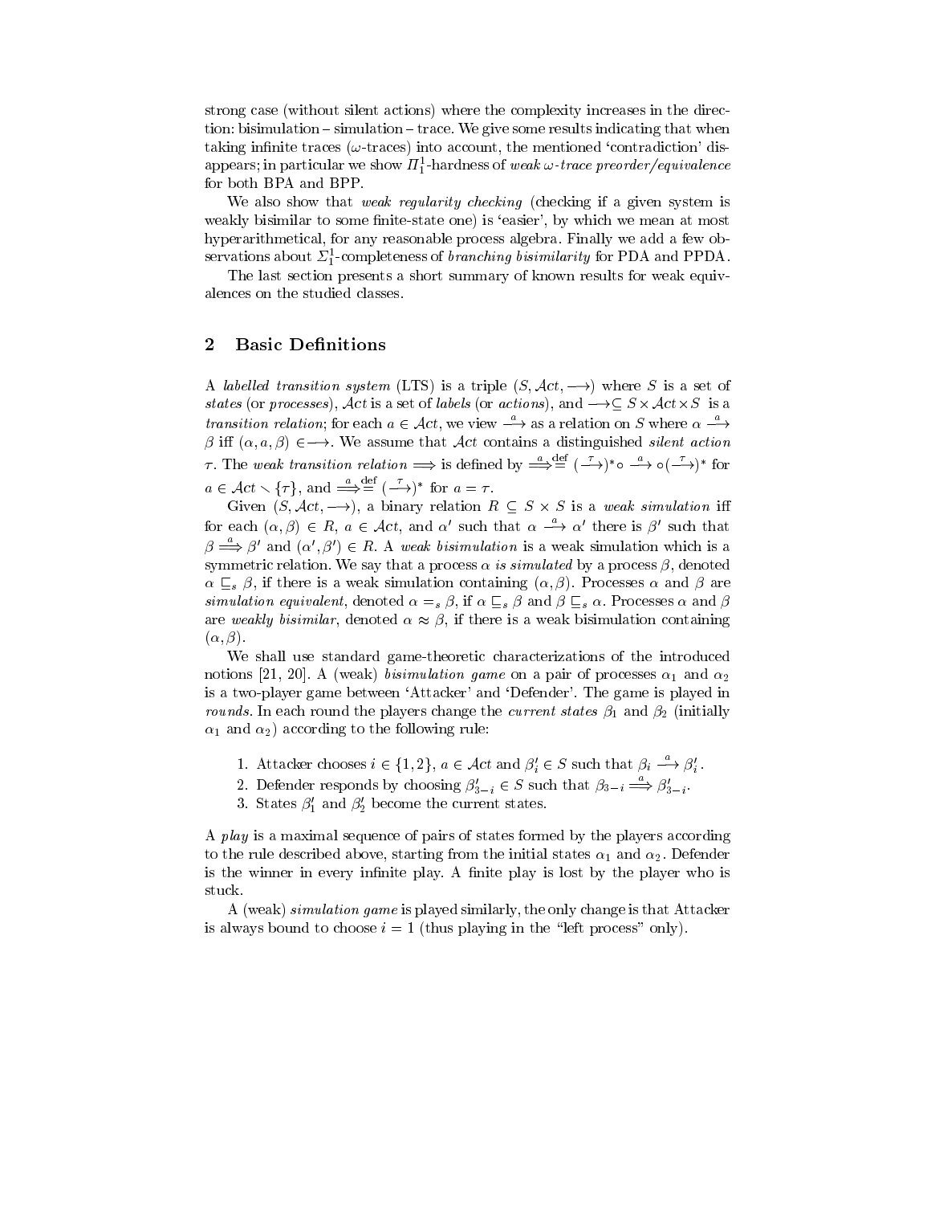strong case (without silent actions) where the complexity increases in the direction: bisimulation – simulation – trace. We give some results indicating that when taking infinite traces ($\omega$-traces) into account, the mentioned 'contradiction' disappears; in particular we show $\Pi^1_1$-hardness of *weak $\omega$-trace preorder/equivalence* for both BPA and BPP.

We also show that *weak regularity checking* (checking if a given system is weakly bisimilar to some finite-state one) is 'easier', by which we mean at most hyperarithmetical, for any reasonable process algebra. Finally we add a few observations about $\Sigma^1_1$-completeness of *branching bisimilarity* for PDA and PPDA.

The last section presents a short summary of known results for weak equivalences on the studied classes.

## 2 Basic Definitions

A *labelled transition system* (LTS) is a triple $(S, \mathcal{A}ct, \longrightarrow)$ where $S$ is a set of *states* (or *processes*), $\mathcal{A}ct$ is a set of *labels* (or *actions*), and $\longrightarrow \subseteq S \times \mathcal{A}ct \times S$ is a *transition relation*; for each $a \in \mathcal{A}ct$, we view $\stackrel{a}{\longrightarrow}$ as a relation on $S$ where $\alpha \stackrel{a}{\longrightarrow} \beta$ iff $(\alpha, a, \beta) \in \longrightarrow$. We assume that $\mathcal{A}ct$ contains a distinguished *silent action* $\tau$. The *weak transition relation* $\Longrightarrow$ is defined by $\stackrel{a}{\Longrightarrow} \stackrel{\text{def}}{=} (\stackrel{\tau}{\longrightarrow})^* \circ \stackrel{a}{\longrightarrow} \circ (\stackrel{\tau}{\longrightarrow})^*$ for $a \in \mathcal{A}ct \smallsetminus \{\tau\}$, and $\stackrel{a}{\Longrightarrow} \stackrel{\text{def}}{=} (\stackrel{\tau}{\longrightarrow})^*$ for $a = \tau$.

Given $(S, \mathcal{A}ct, \longrightarrow)$, a binary relation $R \subseteq S \times S$ is a *weak simulation* iff for each $(\alpha, \beta) \in R$, $a \in \mathcal{A}ct$, and $\alpha'$ such that $\alpha \stackrel{a}{\longrightarrow} \alpha'$ there is $\beta'$ such that $\beta \stackrel{a}{\Longrightarrow} \beta'$ and $(\alpha', \beta') \in R$. A *weak bisimulation* is a weak simulation which is a symmetric relation. We say that a process $\alpha$ *is simulated* by a process $\beta$, denoted $\alpha \sqsubseteq_s \beta$, if there is a weak simulation containing $(\alpha, \beta)$. Processes $\alpha$ and $\beta$ are *simulation equivalent*, denoted $\alpha =_s \beta$, if $\alpha \sqsubseteq_s \beta$ and $\beta \sqsubseteq_s \alpha$. Processes $\alpha$ and $\beta$ are *weakly bisimilar*, denoted $\alpha \approx \beta$, if there is a weak bisimulation containing $(\alpha, \beta)$.

We shall use standard game-theoretic characterizations of the introduced notions [21, 20]. A (weak) *bisimulation game* on a pair of processes $\alpha_1$ and $\alpha_2$ is a two-player game between 'Attacker' and 'Defender'. The game is played in *rounds*. In each round the players change the *current states* $\beta_1$ and $\beta_2$ (initially $\alpha_1$ and $\alpha_2$) according to the following rule:

1. Attacker chooses $i \in \{1, 2\}$, $a \in \mathcal{A}ct$ and $\beta'_i \in S$ such that $\beta_i \stackrel{a}{\longrightarrow} \beta'_i$.
2. Defender responds by choosing $\beta'_{3-i} \in S$ such that $\beta_{3-i} \stackrel{a}{\Longrightarrow} \beta'_{3-i}$.
3. States $\beta'_1$ and $\beta'_2$ become the current states.

A *play* is a maximal sequence of pairs of states formed by the players according to the rule described above, starting from the initial states $\alpha_1$ and $\alpha_2$. Defender is the winner in every infinite play. A finite play is lost by the player who is stuck.

A (weak) *simulation game* is played similarly, the only change is that Attacker is always bound to choose $i = 1$ (thus playing in the "left process" only).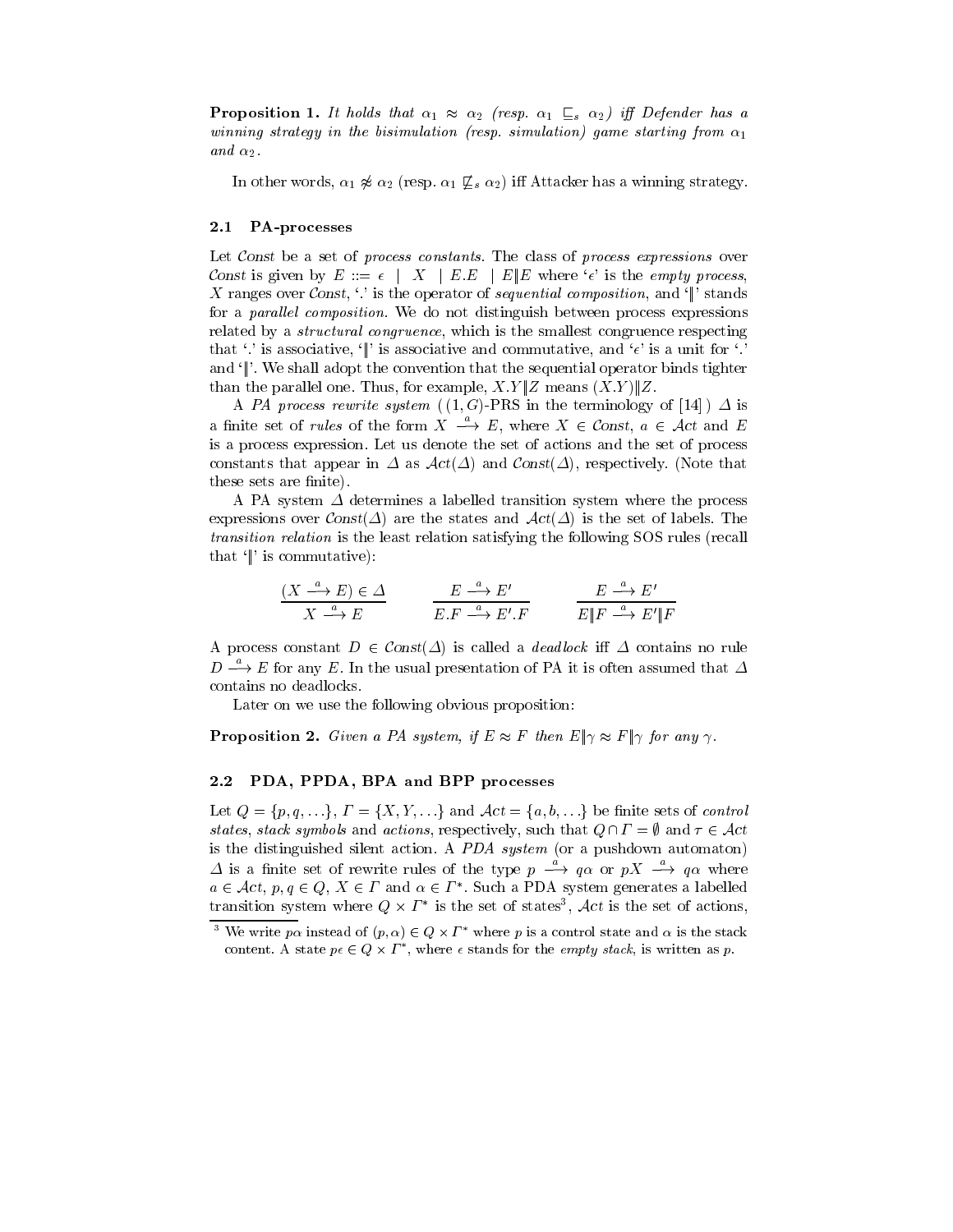**Proposition 1.** *It holds that $\alpha_1 \approx \alpha_2$ (resp. $\alpha_1 \sqsubseteq_s \alpha_2$) iff Defender has a winning strategy in the bisimulation (resp. simulation) game starting from $\alpha_1$ and $\alpha_2$.*

In other words, $\alpha_1 \not\approx \alpha_2$ (resp. $\alpha_1 \not\sqsubseteq_s \alpha_2$) iff Attacker has a winning strategy.

### 2.1 PA-processes

Let *Const* be a set of *process constants*. The class of *process expressions* over *Const* is given by $E ::= \epsilon \mid X \mid E.E \mid E\|E$ where '$\epsilon$' is the *empty process*, $X$ ranges over *Const*, '.' is the operator of *sequential composition*, and '$\|$' stands for a *parallel composition*. We do not distinguish between process expressions related by a *structural congruence*, which is the smallest congruence respecting that '.' is associative, '$\|$' is associative and commutative, and '$\epsilon$' is a unit for '.' and '$\|$'. We shall adopt the convention that the sequential operator binds tighter than the parallel one. Thus, for example, $X.Y\|Z$ means $(X.Y)\|Z$.

A *PA process rewrite system* ((1, G)-PRS in the terminology of [14]) $\Delta$ is a finite set of *rules* of the form $X \xrightarrow{a} E$, where $X \in \mathit{Const}$, $a \in \mathcal{A}ct$ and $E$ is a process expression. Let us denote the set of actions and the set of process constants that appear in $\Delta$ as $\mathcal{A}ct(\Delta)$ and $\mathit{Const}(\Delta)$, respectively. (Note that these sets are finite).

A PA system $\Delta$ determines a labelled transition system where the process expressions over $\mathit{Const}(\Delta)$ are the states and $\mathcal{A}ct(\Delta)$ is the set of labels. The *transition relation* is the least relation satisfying the following SOS rules (recall that '$\|$' is commutative):

$$\frac{(X \xrightarrow{a} E) \in \Delta}{X \xrightarrow{a} E} \qquad \frac{E \xrightarrow{a} E'}{E.F \xrightarrow{a} E'.F} \qquad \frac{E \xrightarrow{a} E'}{E\|F \xrightarrow{a} E'\|F}$$

A process constant $D \in \mathit{Const}(\Delta)$ is called a *deadlock* iff $\Delta$ contains no rule $D \xrightarrow{a} E$ for any $E$. In the usual presentation of PA it is often assumed that $\Delta$ contains no deadlocks.

Later on we use the following obvious proposition:

**Proposition 2.** *Given a PA system, if $E \approx F$ then $E\|\gamma \approx F\|\gamma$ for any $\gamma$.*

### 2.2 PDA, PPDA, BPA and BPP processes

Let $Q = \{p, q, \ldots\}$, $\Gamma = \{X, Y, \ldots\}$ and $\mathcal{A}ct = \{a, b, \ldots\}$ be finite sets of *control states*, *stack symbols* and *actions*, respectively, such that $Q \cap \Gamma = \emptyset$ and $\tau \in \mathcal{A}ct$ is the distinguished silent action. A *PDA system* (or a pushdown automaton) $\Delta$ is a finite set of rewrite rules of the type $p \xrightarrow{a} q\alpha$ or $pX \xrightarrow{a} q\alpha$ where $a \in \mathcal{A}ct$, $p, q \in Q$, $X \in \Gamma$ and $\alpha \in \Gamma^*$. Such a PDA system generates a labelled transition system where $Q \times \Gamma^*$ is the set of states[3], $\mathcal{A}ct$ is the set of actions,

[3] We write $p\alpha$ instead of $(p, \alpha) \in Q \times \Gamma^*$ where $p$ is a control state and $\alpha$ is the stack content. A state $p\epsilon \in Q \times \Gamma^*$, where $\epsilon$ stands for the *empty stack*, is written as $p$.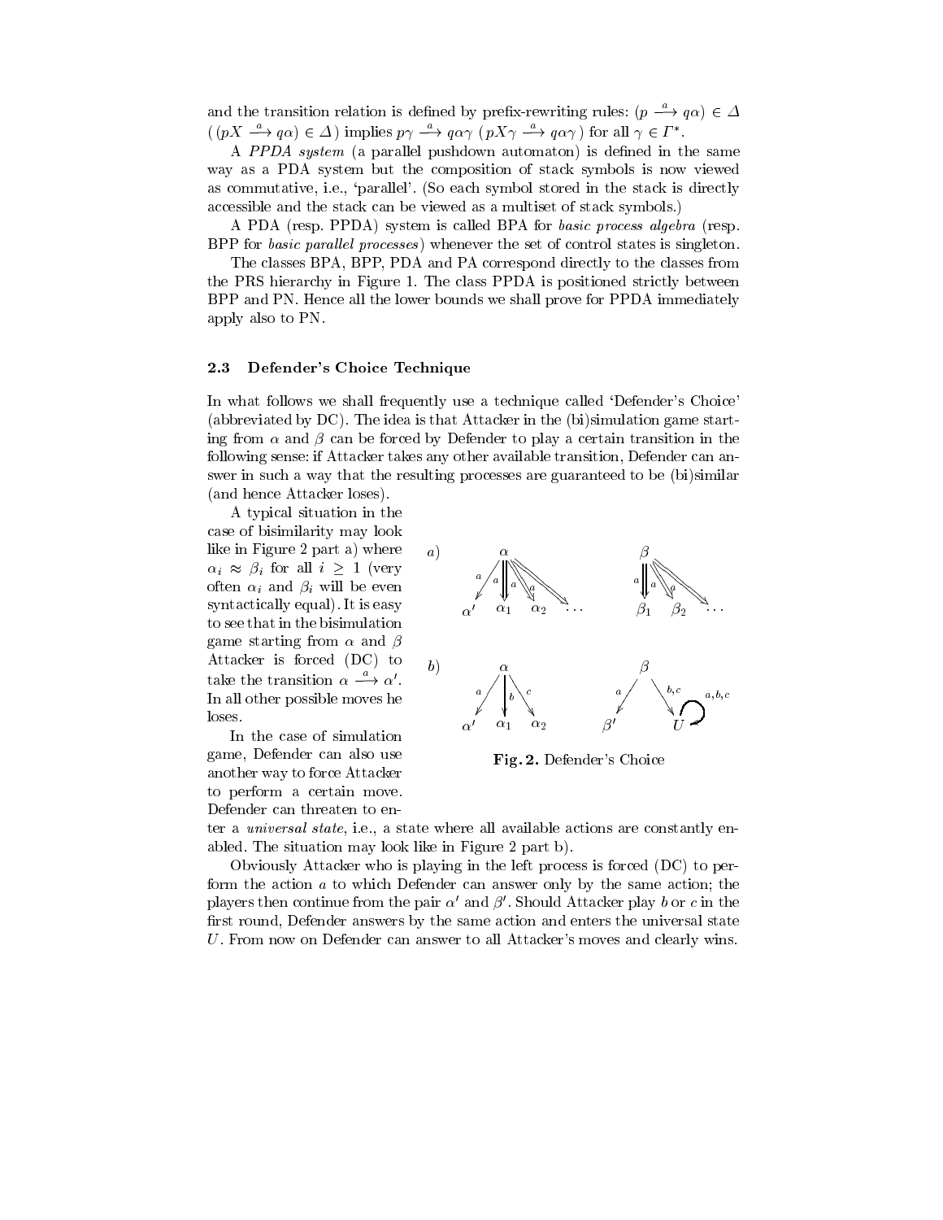and the transition relation is defined by prefix-rewriting rules: $(p \xrightarrow{a} q\alpha) \in \Delta$ $((pX \xrightarrow{a} q\alpha) \in \Delta)$ implies $p\gamma \xrightarrow{a} q\alpha\gamma$ $(pX\gamma \xrightarrow{a} q\alpha\gamma)$ for all $\gamma \in \Gamma^*$.

A *PPDA system* (a parallel pushdown automaton) is defined in the same way as a PDA system but the composition of stack symbols is now viewed as commutative, i.e., 'parallel'. (So each symbol stored in the stack is directly accessible and the stack can be viewed as a multiset of stack symbols.)

A PDA (resp. PPDA) system is called BPA for *basic process algebra* (resp. BPP for *basic parallel processes*) whenever the set of control states is singleton.

The classes BPA, BPP, PDA and PA correspond directly to the classes from the PRS hierarchy in Figure 1. The class PPDA is positioned strictly between BPP and PN. Hence all the lower bounds we shall prove for PPDA immediately apply also to PN.

### 2.3 Defender's Choice Technique

In what follows we shall frequently use a technique called 'Defender's Choice' (abbreviated by DC). The idea is that Attacker in the (bi)simulation game starting from $\alpha$ and $\beta$ can be forced by Defender to play a certain transition in the following sense: if Attacker takes any other available transition, Defender can answer in such a way that the resulting processes are guaranteed to be (bi)similar (and hence Attacker loses).

A typical situation in the case of bisimilarity may look like in Figure 2 part a) where $\alpha_i \approx \beta_i$ for all $i \geq 1$ (very often $\alpha_i$ and $\beta_i$ will be even syntactically equal). It is easy to see that in the bisimulation game starting from $\alpha$ and $\beta$ Attacker is forced (DC) to take the transition $\alpha \xrightarrow{a} \alpha'$. In all other possible moves he loses.

In the case of simulation game, Defender can also use another way to force Attacker to perform a certain move. Defender can threaten to enter a *universal state*, i.e., a state where all available actions are constantly enabled. The situation may look like in Figure 2 part b).

**Fig. 2.** Defender's Choice

Obviously Attacker who is playing in the left process is forced (DC) to perform the action $a$ to which Defender can answer only by the same action; the players then continue from the pair $\alpha'$ and $\beta'$. Should Attacker play $b$ or $c$ in the first round, Defender answers by the same action and enters the universal state $U$. From now on Defender can answer to all Attacker's moves and clearly wins.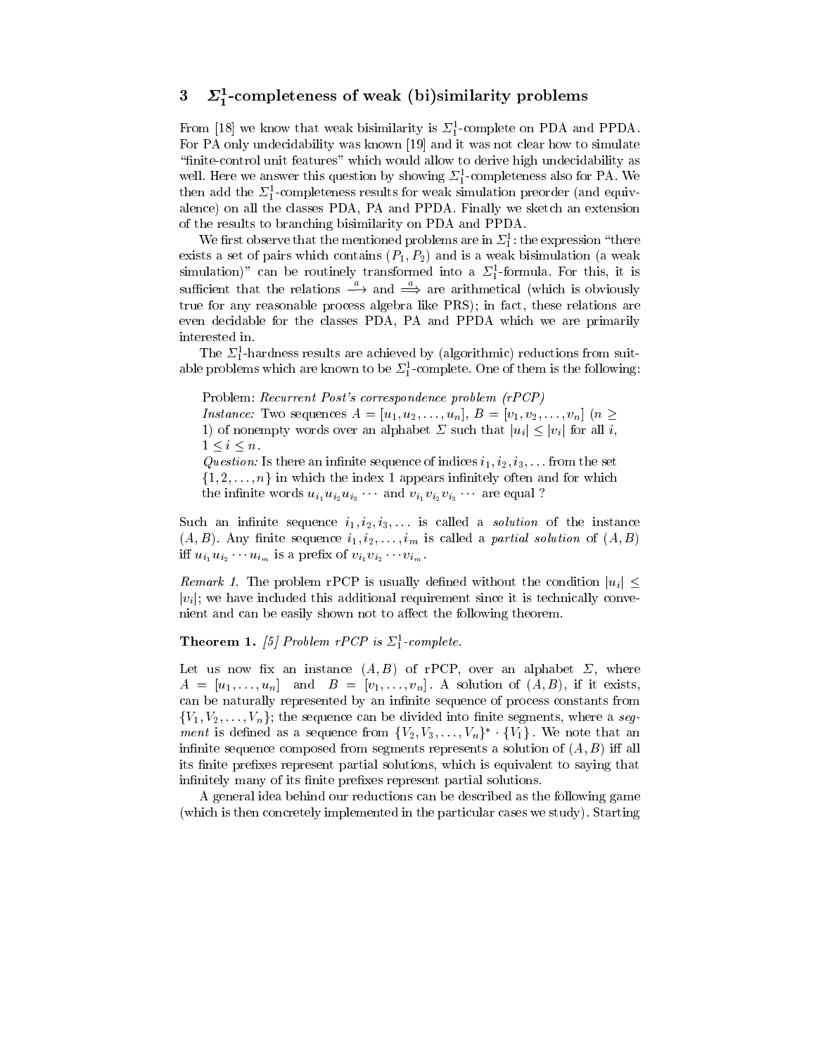## 3 $\Sigma_1^1$-completeness of weak (bi)similarity problems

From [18] we know that weak bisimilarity is $\Sigma_1^1$-complete on PDA and PPDA. For PA only undecidability was known [19] and it was not clear how to simulate "finite-control unit features" which would allow to derive high undecidability as well. Here we answer this question by showing $\Sigma_1^1$-completeness also for PA. We then add the $\Sigma_1^1$-completeness results for weak simulation preorder (and equivalence) on all the classes PDA, PA and PPDA. Finally we sketch an extension of the results to branching bisimilarity on PDA and PPDA.

We first observe that the mentioned problems are in $\Sigma_1^1$: the expression "there exists a set of pairs which contains $(P_1, P_2)$ and is a weak bisimulation (a weak simulation)" can be routinely transformed into a $\Sigma_1^1$-formula. For this, it is sufficient that the relations $\xrightarrow{a}$ and $\xRightarrow{a}$ are arithmetical (which is obviously true for any reasonable process algebra like PRS); in fact, these relations are even decidable for the classes PDA, PA and PPDA which we are primarily interested in.

The $\Sigma_1^1$-hardness results are achieved by (algorithmic) reductions from suitable problems which are known to be $\Sigma_1^1$-complete. One of them is the following:

> Problem: *Recurrent Post's correspondence problem (rPCP)*
> *Instance:* Two sequences $A = [u_1, u_2, \ldots, u_n]$, $B = [v_1, v_2, \ldots, v_n]$ $(n \geq 1)$ of nonempty words over an alphabet $\Sigma$ such that $|u_i| \leq |v_i|$ for all $i$, $1 \leq i \leq n$.
> *Question:* Is there an infinite sequence of indices $i_1, i_2, i_3, \ldots$ from the set $\{1, 2, \ldots, n\}$ in which the index 1 appears infinitely often and for which the infinite words $u_{i_1} u_{i_2} u_{i_3} \cdots$ and $v_{i_1} v_{i_2} v_{i_3} \cdots$ are equal ?

Such an infinite sequence $i_1, i_2, i_3, \ldots$ is called a *solution* of the instance $(A, B)$. Any finite sequence $i_1, i_2, \ldots, i_m$ is called a *partial solution* of $(A, B)$ iff $u_{i_1} u_{i_2} \cdots u_{i_m}$ is a prefix of $v_{i_1} v_{i_2} \cdots v_{i_m}$.

*Remark 1.* The problem rPCP is usually defined without the condition $|u_i| \leq |v_i|$; we have included this additional requirement since it is technically convenient and can be easily shown not to affect the following theorem.

**Theorem 1.** *[5] Problem rPCP is $\Sigma_1^1$-complete.*

Let us now fix an instance $(A, B)$ of rPCP, over an alphabet $\Sigma$, where $A = [u_1, \ldots, u_n]$ and $B = [v_1, \ldots, v_n]$. A solution of $(A, B)$, if it exists, can be naturally represented by an infinite sequence of process constants from $\{V_1, V_2, \ldots, V_n\}$; the sequence can be divided into finite segments, where a *segment* is defined as a sequence from $\{V_2, V_3, \ldots, V_n\}^* \cdot \{V_1\}$. We note that an infinite sequence composed from segments represents a solution of $(A, B)$ iff all its finite prefixes represent partial solutions, which is equivalent to saying that infinitely many of its finite prefixes represent partial solutions.

A general idea behind our reductions can be described as the following game (which is then concretely implemented in the particular cases we study). Starting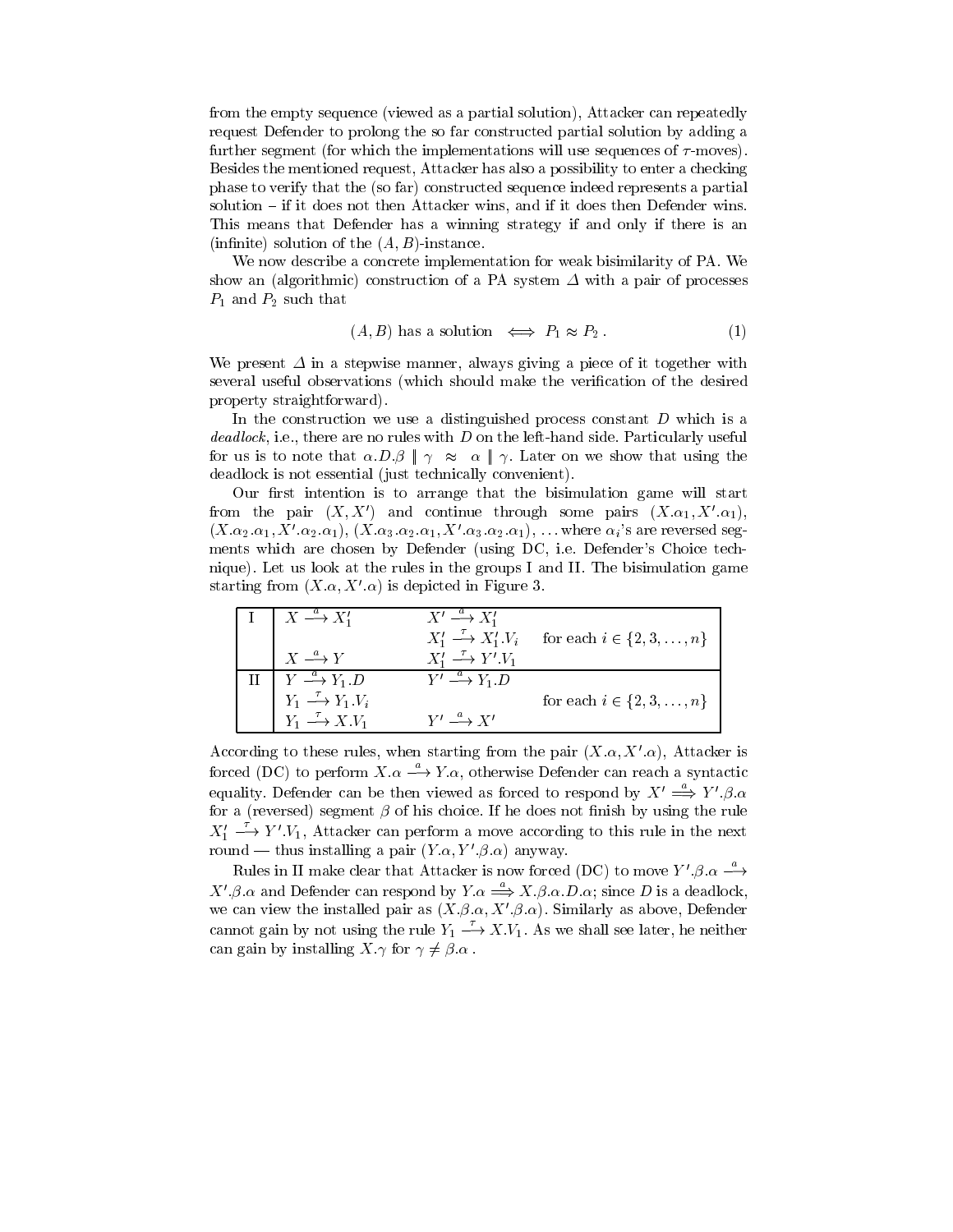from the empty sequence (viewed as a partial solution), Attacker can repeatedly request Defender to prolong the so far constructed partial solution by adding a further segment (for which the implementations will use sequences of $\tau$-moves). Besides the mentioned request, Attacker has also a possibility to enter a checking phase to verify that the (so far) constructed sequence indeed represents a partial solution – if it does not then Attacker wins, and if it does then Defender wins. This means that Defender has a winning strategy if and only if there is an (infinite) solution of the $(A, B)$-instance.

We now describe a concrete implementation for weak bisimilarity of PA. We show an (algorithmic) construction of a PA system $\Delta$ with a pair of processes $P_1$ and $P_2$ such that

$$(A, B) \text{ has a solution } \iff P_1 \approx P_2 \,. \tag{1}$$

We present $\Delta$ in a stepwise manner, always giving a piece of it together with several useful observations (which should make the verification of the desired property straightforward).

In the construction we use a distinguished process constant $D$ which is a *deadlock*, i.e., there are no rules with $D$ on the left-hand side. Particularly useful for us is to note that $\alpha.D.\beta \parallel \gamma \;\approx\; \alpha \parallel \gamma$. Later on we show that using the deadlock is not essential (just technically convenient).

Our first intention is to arrange that the bisimulation game will start from the pair $(X, X')$ and continue through some pairs $(X.\alpha_1, X'.\alpha_1)$, $(X.\alpha_2.\alpha_1, X'.\alpha_2.\alpha_1)$, $(X.\alpha_3.\alpha_2.\alpha_1, X'.\alpha_3.\alpha_2.\alpha_1)$, ... where $\alpha_i$'s are reversed segments which are chosen by Defender (using DC, i.e. Defender's Choice technique). Let us look at the rules in the groups I and II. The bisimulation game starting from $(X.\alpha, X'.\alpha)$ is depicted in Figure 3.

| | | | |
|---|---|---|---|
| I | $X \xrightarrow{a} X_1'$ | $X' \xrightarrow{a} X_1'$ | |
| | | $X_1' \xrightarrow{\tau} X_1'.V_i$ | for each $i \in \{2, 3, \ldots, n\}$ |
| | $X \xrightarrow{a} Y$ | $X_1' \xrightarrow{\tau} Y'.V_1$ | |
| II | $Y \xrightarrow{a} Y_1.D$ | $Y' \xrightarrow{a} Y_1.D$ | |
| | $Y_1 \xrightarrow{\tau} Y_1.V_i$ | | for each $i \in \{2, 3, \ldots, n\}$ |
| | $Y_1 \xrightarrow{\tau} X.V_1$ | $Y' \xrightarrow{a} X'$ | |

According to these rules, when starting from the pair $(X.\alpha, X'.\alpha)$, Attacker is forced (DC) to perform $X.\alpha \xrightarrow{a} Y.\alpha$, otherwise Defender can reach a syntactic equality. Defender can be then viewed as forced to respond by $X' \stackrel{a}{\Longrightarrow} Y'.\beta.\alpha$ for a (reversed) segment $\beta$ of his choice. If he does not finish by using the rule $X_1' \xrightarrow{\tau} Y'.V_1$, Attacker can perform a move according to this rule in the next round — thus installing a pair $(Y.\alpha, Y'.\beta.\alpha)$ anyway.

Rules in II make clear that Attacker is now forced (DC) to move $Y'.\beta.\alpha \xrightarrow{a} X'.\beta.\alpha$ and Defender can respond by $Y.\alpha \stackrel{a}{\Longrightarrow} X.\beta.\alpha.D.\alpha$; since $D$ is a deadlock, we can view the installed pair as $(X.\beta.\alpha, X'.\beta.\alpha)$. Similarly as above, Defender cannot gain by not using the rule $Y_1 \xrightarrow{\tau} X.V_1$. As we shall see later, he neither can gain by installing $X.\gamma$ for $\gamma \neq \beta.\alpha$ .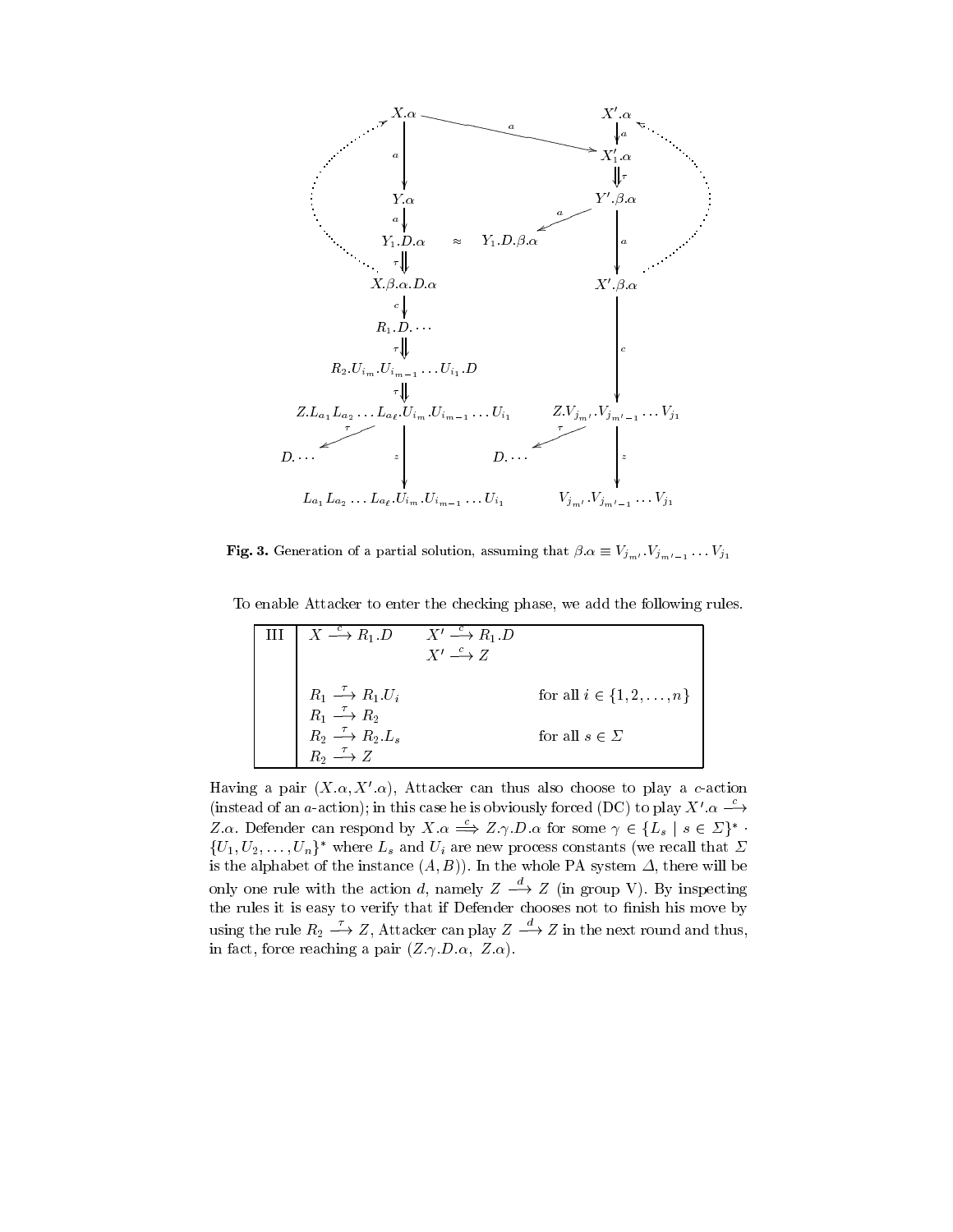**Fig. 3.** Generation of a partial solution, assuming that $\beta.\alpha \equiv V_{j_{m'}}.V_{j_{m'-1}} \dots V_{j_1}$

To enable Attacker to enter the checking phase, we add the following rules.

| III | | | |
|---|---|---|---|
| | $X \stackrel{c}{\longrightarrow} R_1.D$ | $X' \stackrel{c}{\longrightarrow} R_1.D$ | |
| | | $X' \stackrel{c}{\longrightarrow} Z$ | |
| | $R_1 \stackrel{\tau}{\longrightarrow} R_1.U_i$ | | for all $i \in \{1, 2, \dots, n\}$ |
| | $R_1 \stackrel{\tau}{\longrightarrow} R_2$ | | |
| | $R_2 \stackrel{\tau}{\longrightarrow} R_2.L_s$ | | for all $s \in \Sigma$ |
| | $R_2 \stackrel{\tau}{\longrightarrow} Z$ | | |

Having a pair $(X.\alpha, X'.\alpha)$, Attacker can thus also choose to play a $c$-action (instead of an $a$-action); in this case he is obviously forced (DC) to play $X'.\alpha \stackrel{c}{\longrightarrow} Z.\alpha$. Defender can respond by $X.\alpha \stackrel{c}{\Longrightarrow} Z.\gamma.D.\alpha$ for some $\gamma \in \{L_s \mid s \in \Sigma\}^* \cdot \{U_1, U_2, \dots, U_n\}^*$ where $L_s$ and $U_i$ are new process constants (we recall that $\Sigma$ is the alphabet of the instance $(A, B)$). In the whole PA system $\Delta$, there will be only one rule with the action $d$, namely $Z \stackrel{d}{\longrightarrow} Z$ (in group V). By inspecting the rules it is easy to verify that if Defender chooses not to finish his move by using the rule $R_2 \stackrel{\tau}{\longrightarrow} Z$, Attacker can play $Z \stackrel{d}{\longrightarrow} Z$ in the next round and thus, in fact, force reaching a pair $(Z.\gamma.D.\alpha,\ Z.\alpha)$.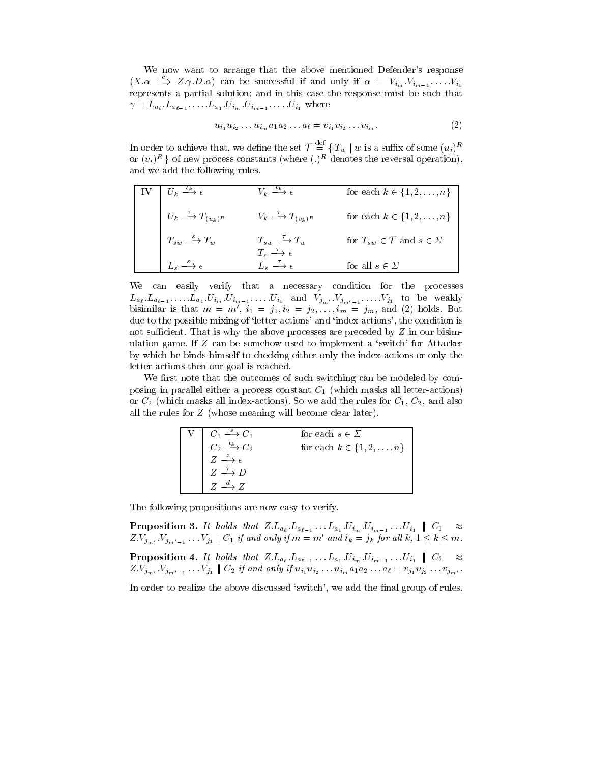We now want to arrange that the above mentioned Defender's response ($X.\alpha \stackrel{c}{\Longrightarrow} Z.\gamma.D.\alpha$) can be successful if and only if $\alpha = V_{i_m}.V_{i_{m-1}}.\ldots.V_{i_1}$ represents a partial solution; and in this case the response must be such that $\gamma = L_{a_\ell}.L_{a_{\ell-1}}.\ldots.L_{a_1}.U_{i_m}.U_{i_{m-1}}.\ldots.U_{i_1}$ where

$$u_{i_1}u_{i_2}\ldots u_{i_m}a_1a_2\ldots a_\ell = v_{i_1}v_{i_2}\ldots v_{i_m}. \tag{2}$$

In order to achieve that, we define the set $\mathcal{T} \stackrel{\text{def}}{=} \{\, T_w \mid w \text{ is a suffix of some } (u_i)^R$ or $(v_i)^R \,\}$ of new process constants (where $(.)^R$ denotes the reversal operation), and we add the following rules.

| | | | |
|---|---|---|---|
| IV | $U_k \stackrel{\iota_k}{\longrightarrow} \epsilon$ | $V_k \stackrel{\iota_k}{\longrightarrow} \epsilon$ | for each $k \in \{1, 2, \ldots, n\}$ |
| | $U_k \stackrel{\tau}{\longrightarrow} T_{(u_k)^R}$ | $V_k \stackrel{\tau}{\longrightarrow} T_{(v_k)^R}$ | for each $k \in \{1, 2, \ldots, n\}$ |
| | $T_{sw} \stackrel{s}{\longrightarrow} T_w$ | $T_{sw} \stackrel{\tau}{\longrightarrow} T_w$ <br> $T_\epsilon \stackrel{\tau}{\longrightarrow} \epsilon$ | for $T_{sw} \in \mathcal{T}$ and $s \in \Sigma$ |
| | $L_s \stackrel{s}{\longrightarrow} \epsilon$ | $L_s \stackrel{\tau}{\longrightarrow} \epsilon$ | for all $s \in \Sigma$ |

We can easily verify that a necessary condition for the processes $L_{a_\ell}.L_{a_{\ell-1}}.\ldots.L_{a_1}.U_{i_m}.U_{i_{m-1}}.\ldots.U_{i_1}$ and $V_{j_{m'}}.V_{j_{m'-1}}.\ldots.V_{j_1}$ to be weakly bisimilar is that $m = m'$, $i_1 = j_1, i_2 = j_2, \ldots, i_m = j_m$, and (2) holds. But due to the possible mixing of 'letter-actions' and 'index-actions', the condition is not sufficient. That is why the above processes are preceded by $Z$ in our bisimulation game. If $Z$ can be somehow used to implement a 'switch' for Attacker by which he binds himself to checking either only the index-actions or only the letter-actions then our goal is reached.

We first note that the outcomes of such switching can be modeled by composing in parallel either a process constant $C_1$ (which masks all letter-actions) or $C_2$ (which masks all index-actions). So we add the rules for $C_1$, $C_2$, and also all the rules for $Z$ (whose meaning will become clear later).

| | | |
|---|---|---|
| V | $C_1 \stackrel{s}{\longrightarrow} C_1$ | for each $s \in \Sigma$ |
| | $C_2 \stackrel{\iota_k}{\longrightarrow} C_2$ | for each $k \in \{1, 2, \ldots, n\}$ |
| | $Z \stackrel{z}{\longrightarrow} \epsilon$ | |
| | $Z \stackrel{\tau}{\longrightarrow} D$ | |
| | $Z \stackrel{d}{\longrightarrow} Z$ | |

The following propositions are now easy to verify.

**Proposition 3.** *It holds that* $Z.L_{a_\ell}.L_{a_{\ell-1}}\ldots L_{a_1}.U_{i_m}.U_{i_{m-1}}\ldots U_{i_1} \parallel C_1 \approx Z.V_{j_{m'}}.V_{j_{m'-1}}\ldots V_{j_1} \parallel C_1$ *if and only if* $m = m'$ *and* $i_k = j_k$ *for all* $k$, $1 \leq k \leq m$.

**Proposition 4.** *It holds that* $Z.L_{a_\ell}.L_{a_{\ell-1}}\ldots L_{a_1}.U_{i_m}.U_{i_{m-1}}\ldots U_{i_1} \parallel C_2 \approx Z.V_{j_{m'}}.V_{j_{m'-1}}\ldots V_{j_1} \parallel C_2$ *if and only if* $u_{i_1}u_{i_2}\ldots u_{i_m}a_1a_2\ldots a_\ell = v_{j_1}v_{j_2}\ldots v_{j_{m'}}$.

In order to realize the above discussed 'switch', we add the final group of rules.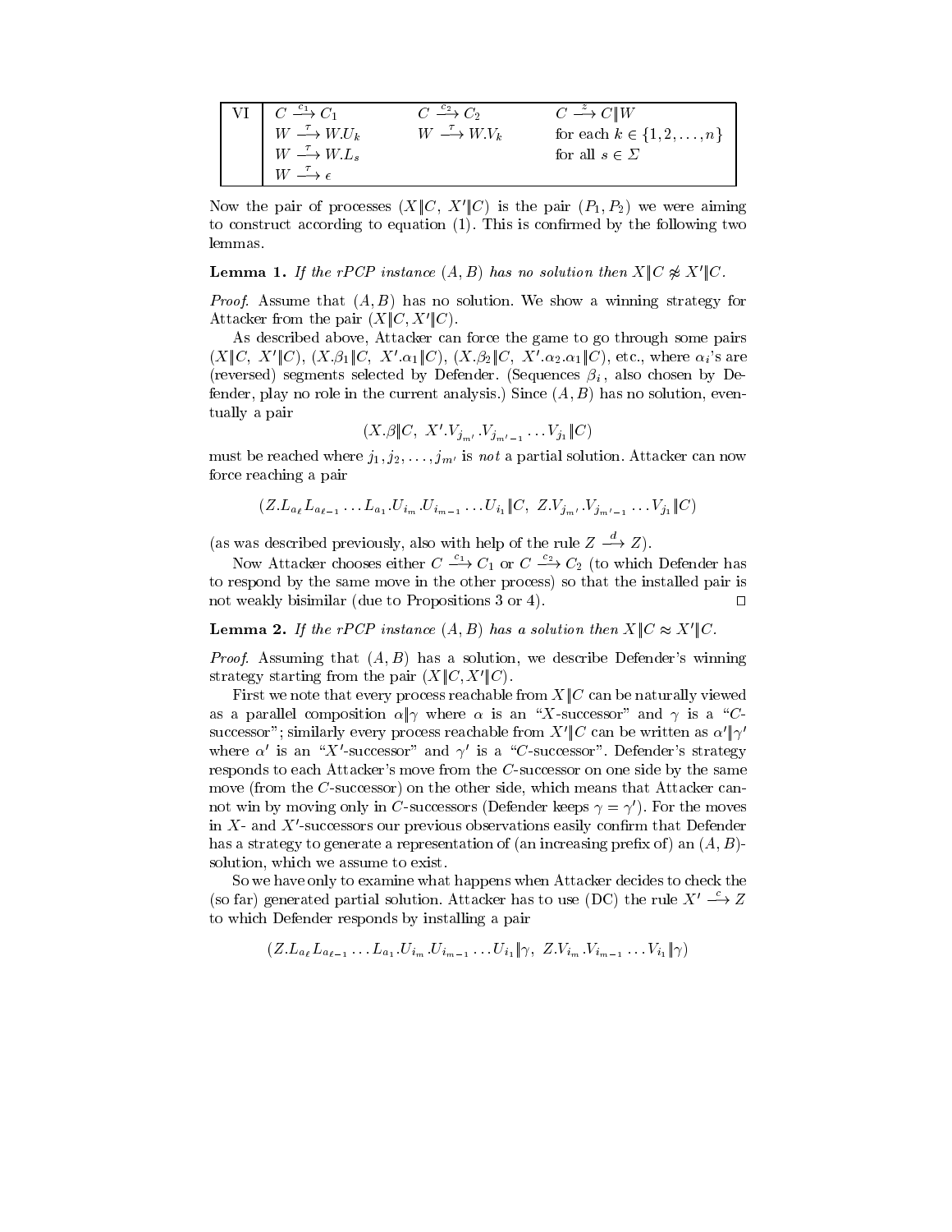| VI | $C \xrightarrow{c_1} C_1$ | $C \xrightarrow{c_2} C_2$ | $C \xrightarrow{z} C \| W$ |
|---|---|---|---|
| | $W \xrightarrow{\tau} W.U_k$ | $W \xrightarrow{\tau} W.V_k$ | for each $k \in \{1, 2, \ldots, n\}$ |
| | $W \xrightarrow{\tau} W.L_s$ | | for all $s \in \Sigma$ |
| | $W \xrightarrow{\tau} \epsilon$ | | |

Now the pair of processes $(X \| C,\ X' \| C)$ is the pair $(P_1, P_2)$ we were aiming to construct according to equation (1). This is confirmed by the following two lemmas.

**Lemma 1.** *If the rPCP instance $(A, B)$ has no solution then $X \| C \not\approx X' \| C$.*

*Proof.* Assume that $(A, B)$ has no solution. We show a winning strategy for Attacker from the pair $(X \| C, X' \| C)$.

As described above, Attacker can force the game to go through some pairs $(X \| C,\ X' \| C)$, $(X.\beta_1 \| C,\ X'.\alpha_1 \| C)$, $(X.\beta_2 \| C,\ X'.\alpha_2.\alpha_1 \| C)$, etc., where $\alpha_i$'s are (reversed) segments selected by Defender. (Sequences $\beta_i$, also chosen by Defender, play no role in the current analysis.) Since $(A, B)$ has no solution, eventually a pair

$$(X.\beta \| C,\ X'.V_{j_{m'}}.V_{j_{m'-1}} \ldots V_{j_1} \| C)$$

must be reached where $j_1, j_2, \ldots, j_{m'}$ is *not* a partial solution. Attacker can now force reaching a pair

$$(Z.L_{a_\ell} L_{a_{\ell-1}} \ldots L_{a_1}.U_{i_m}.U_{i_{m-1}} \ldots U_{i_1} \| C,\ Z.V_{j_{m'}}.V_{j_{m'-1}} \ldots V_{j_1} \| C)$$

(as was described previously, also with help of the rule $Z \xrightarrow{d} Z$).

Now Attacker chooses either $C \xrightarrow{c_1} C_1$ or $C \xrightarrow{c_2} C_2$ (to which Defender has to respond by the same move in the other process) so that the installed pair is not weakly bisimilar (due to Propositions 3 or 4). $\square$

**Lemma 2.** *If the rPCP instance $(A, B)$ has a solution then $X \| C \approx X' \| C$.*

*Proof.* Assuming that $(A, B)$ has a solution, we describe Defender's winning strategy starting from the pair $(X \| C, X' \| C)$.

First we note that every process reachable from $X \| C$ can be naturally viewed as a parallel composition $\alpha \| \gamma$ where $\alpha$ is an "$X$-successor" and $\gamma$ is a "$C$-successor"; similarly every process reachable from $X' \| C$ can be written as $\alpha' \| \gamma'$ where $\alpha'$ is an "$X'$-successor" and $\gamma'$ is a "$C$-successor". Defender's strategy responds to each Attacker's move from the $C$-successor on one side by the same move (from the $C$-successor) on the other side, which means that Attacker cannot win by moving only in $C$-successors (Defender keeps $\gamma = \gamma'$). For the moves in $X$- and $X'$-successors our previous observations easily confirm that Defender has a strategy to generate a representation of (an increasing prefix of) an $(A, B)$-solution, which we assume to exist.

So we have only to examine what happens when Attacker decides to check the (so far) generated partial solution. Attacker has to use (DC) the rule $X' \xrightarrow{c} Z$ to which Defender responds by installing a pair

$$(Z.L_{a_\ell} L_{a_{\ell-1}} \ldots L_{a_1}.U_{i_m}.U_{i_{m-1}} \ldots U_{i_1} \| \gamma,\ Z.V_{i_m}.V_{i_{m-1}} \ldots V_{i_1} \| \gamma)$$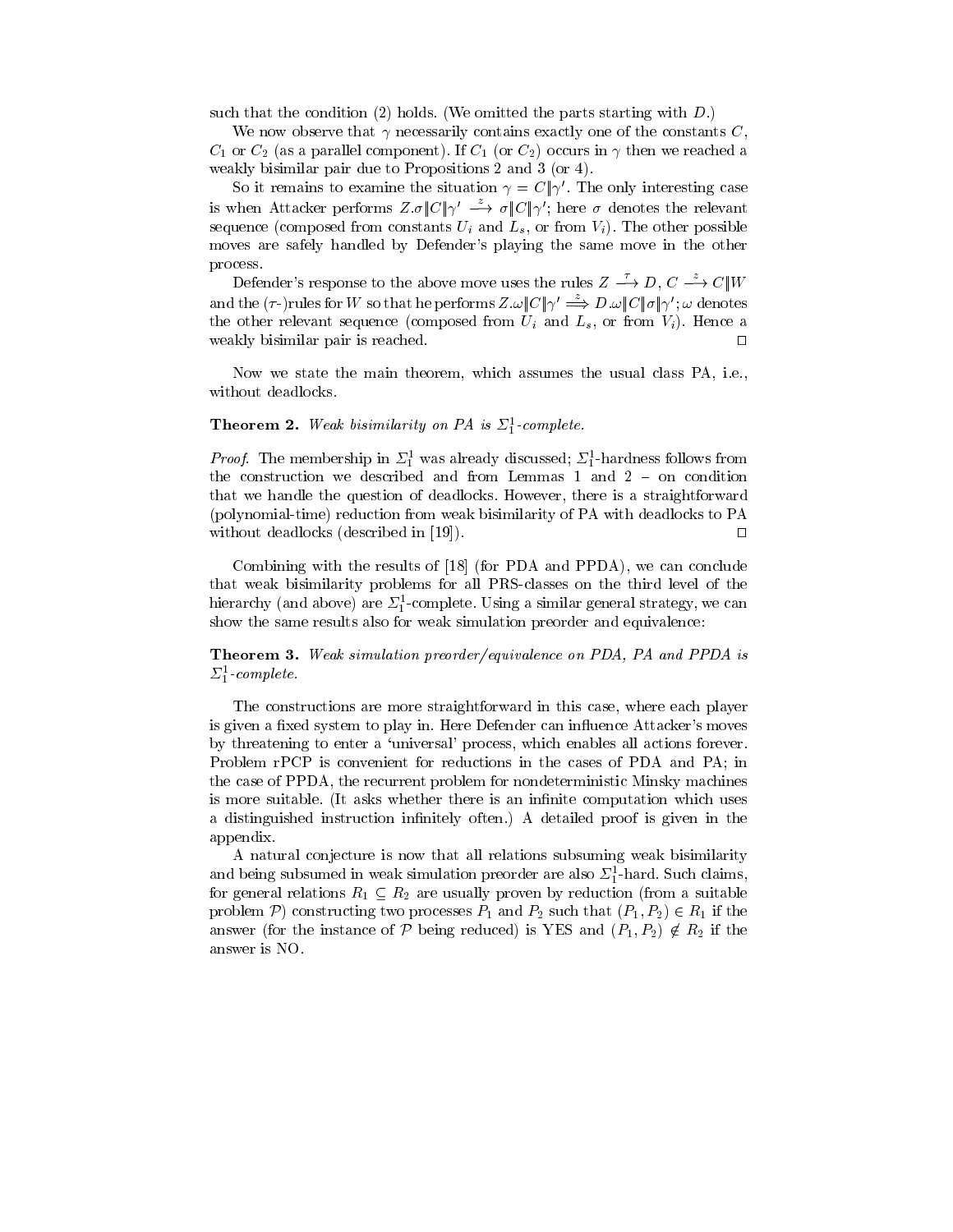such that the condition (2) holds. (We omitted the parts starting with $D$.)

We now observe that $\gamma$ necessarily contains exactly one of the constants $C$, $C_1$ or $C_2$ (as a parallel component). If $C_1$ (or $C_2$) occurs in $\gamma$ then we reached a weakly bisimilar pair due to Propositions 2 and 3 (or 4).

So it remains to examine the situation $\gamma = C\|\gamma'$. The only interesting case is when Attacker performs $Z.\sigma\|C\|\gamma' \xrightarrow{z} \sigma\|C\|\gamma'$; here $\sigma$ denotes the relevant sequence (composed from constants $U_i$ and $L_s$, or from $V_i$). The other possible moves are safely handled by Defender's playing the same move in the other process.

Defender's response to the above move uses the rules $Z \xrightarrow{\tau} D$, $C \xrightarrow{z} C\|W$ and the ($\tau$-)rules for $W$ so that he performs $Z.\omega\|C\|\gamma' \overset{z}{\Longrightarrow} D.\omega\|C\|\sigma\|\gamma'$; $\omega$ denotes the other relevant sequence (composed from $U_i$ and $L_s$, or from $V_i$). Hence a weakly bisimilar pair is reached. □

Now we state the main theorem, which assumes the usual class PA, i.e., without deadlocks.

**Theorem 2.** *Weak bisimilarity on PA is $\Sigma^1_1$-complete.*

*Proof.* The membership in $\Sigma^1_1$ was already discussed; $\Sigma^1_1$-hardness follows from the construction we described and from Lemmas 1 and 2 – on condition that we handle the question of deadlocks. However, there is a straightforward (polynomial-time) reduction from weak bisimilarity of PA with deadlocks to PA without deadlocks (described in [19]). □

Combining with the results of [18] (for PDA and PPDA), we can conclude that weak bisimilarity problems for all PRS-classes on the third level of the hierarchy (and above) are $\Sigma^1_1$-complete. Using a similar general strategy, we can show the same results also for weak simulation preorder and equivalence:

**Theorem 3.** *Weak simulation preorder/equivalence on PDA, PA and PPDA is $\Sigma^1_1$-complete.*

The constructions are more straightforward in this case, where each player is given a fixed system to play in. Here Defender can influence Attacker's moves by threatening to enter a 'universal' process, which enables all actions forever. Problem rPCP is convenient for reductions in the cases of PDA and PA; in the case of PPDA, the recurrent problem for nondeterministic Minsky machines is more suitable. (It asks whether there is an infinite computation which uses a distinguished instruction infinitely often.) A detailed proof is given in the appendix.

A natural conjecture is now that all relations subsuming weak bisimilarity and being subsumed in weak simulation preorder are also $\Sigma^1_1$-hard. Such claims, for general relations $R_1 \subseteq R_2$ are usually proven by reduction (from a suitable problem $\mathcal{P}$) constructing two processes $P_1$ and $P_2$ such that $(P_1, P_2) \in R_1$ if the answer (for the instance of $\mathcal{P}$ being reduced) is YES and $(P_1, P_2) \notin R_2$ if the answer is NO.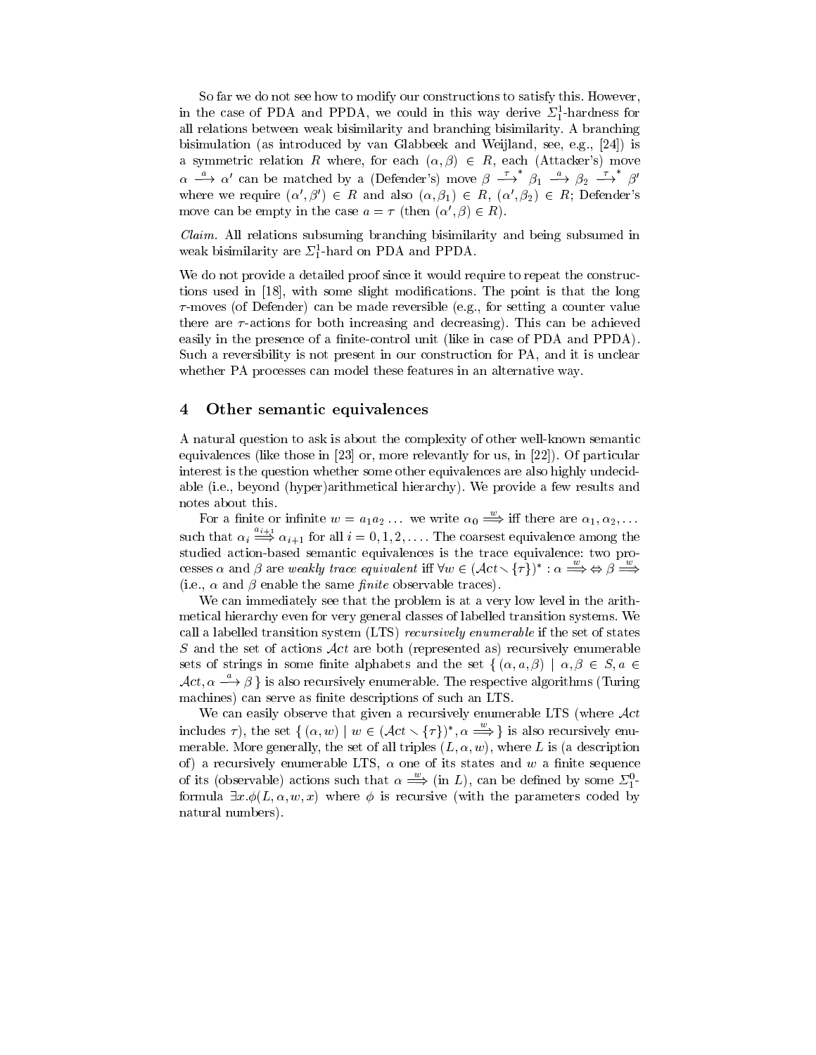So far we do not see how to modify our constructions to satisfy this. However, in the case of PDA and PPDA, we could in this way derive $\Sigma^1_1$-hardness for all relations between weak bisimilarity and branching bisimilarity. A branching bisimulation (as introduced by van Glabbeek and Weijland, see, e.g., [24]) is a symmetric relation $R$ where, for each $(\alpha, \beta) \in R$, each (Attacker's) move $\alpha \stackrel{a}{\longrightarrow} \alpha'$ can be matched by a (Defender's) move $\beta \stackrel{\tau}{\longrightarrow}^* \beta_1 \stackrel{a}{\longrightarrow} \beta_2 \stackrel{\tau}{\longrightarrow}^* \beta'$ where we require $(\alpha', \beta') \in R$ and also $(\alpha, \beta_1) \in R$, $(\alpha', \beta_2) \in R$; Defender's move can be empty in the case $a = \tau$ (then $(\alpha', \beta) \in R$).

*Claim.* All relations subsuming branching bisimilarity and being subsumed in weak bisimilarity are $\Sigma^1_1$-hard on PDA and PPDA.

We do not provide a detailed proof since it would require to repeat the constructions used in [18], with some slight modifications. The point is that the long $\tau$-moves (of Defender) can be made reversible (e.g., for setting a counter value there are $\tau$-actions for both increasing and decreasing). This can be achieved easily in the presence of a finite-control unit (like in case of PDA and PPDA). Such a reversibility is not present in our construction for PA, and it is unclear whether PA processes can model these features in an alternative way.

## 4 Other semantic equivalences

A natural question to ask is about the complexity of other well-known semantic equivalences (like those in [23] or, more relevantly for us, in [22]). Of particular interest is the question whether some other equivalences are also highly undecidable (i.e., beyond (hyper)arithmetical hierarchy). We provide a few results and notes about this.

For a finite or infinite $w = a_1 a_2 \ldots$ we write $\alpha_0 \stackrel{w}{\Longrightarrow}$ iff there are $\alpha_1, \alpha_2, \ldots$ such that $\alpha_i \stackrel{a_{i+1}}{\Longrightarrow} \alpha_{i+1}$ for all $i = 0, 1, 2, \ldots$. The coarsest equivalence among the studied action-based semantic equivalences is the trace equivalence: two processes $\alpha$ and $\beta$ are *weakly trace equivalent* iff $\forall w \in (\mathcal{A}ct \smallsetminus \{\tau\})^* : \alpha \stackrel{w}{\Longrightarrow} \Leftrightarrow \beta \stackrel{w}{\Longrightarrow}$ (i.e., $\alpha$ and $\beta$ enable the same *finite* observable traces).

We can immediately see that the problem is at a very low level in the arithmetical hierarchy even for very general classes of labelled transition systems. We call a labelled transition system (LTS) *recursively enumerable* if the set of states $S$ and the set of actions $\mathcal{A}ct$ are both (represented as) recursively enumerable sets of strings in some finite alphabets and the set $\{ (\alpha, a, \beta) \mid \alpha, \beta \in S, a \in \mathcal{A}ct, \alpha \stackrel{a}{\longrightarrow} \beta \}$ is also recursively enumerable. The respective algorithms (Turing machines) can serve as finite descriptions of such an LTS.

We can easily observe that given a recursively enumerable LTS (where $\mathcal{A}ct$ includes $\tau$), the set $\{ (\alpha, w) \mid w \in (\mathcal{A}ct \smallsetminus \{\tau\})^*, \alpha \stackrel{w}{\Longrightarrow} \}$ is also recursively enumerable. More generally, the set of all triples $(L, \alpha, w)$, where $L$ is (a description of) a recursively enumerable LTS, $\alpha$ one of its states and $w$ a finite sequence of its (observable) actions such that $\alpha \stackrel{w}{\Longrightarrow}$ (in $L$), can be defined by some $\Sigma^0_1$-formula $\exists x. \phi(L, \alpha, w, x)$ where $\phi$ is recursive (with the parameters coded by natural numbers).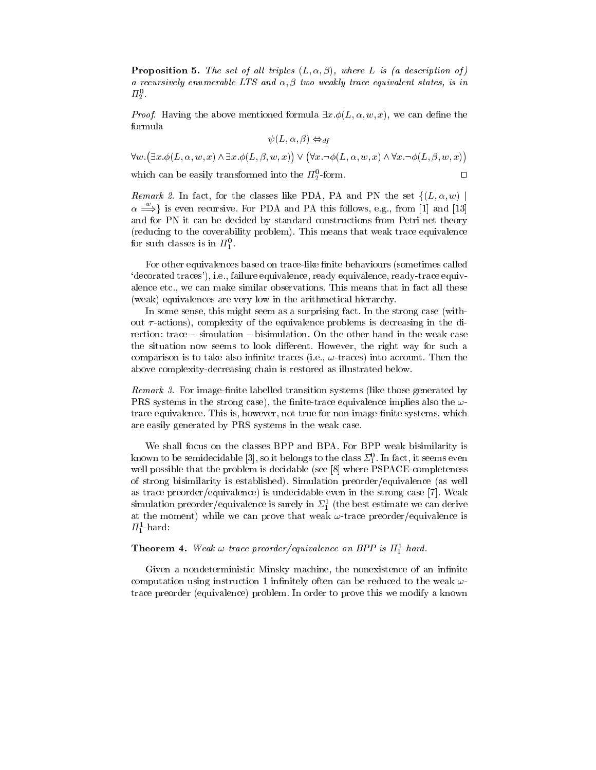**Proposition 5.** *The set of all triples $(L, \alpha, \beta)$, where $L$ is (a description of) a recursively enumerable LTS and $\alpha, \beta$ two weakly trace equivalent states, is in $\Pi^0_2$.*

*Proof.* Having the above mentioned formula $\exists x.\phi(L, \alpha, w, x)$, we can define the formula

$$\psi(L, \alpha, \beta) \Leftrightarrow_{df}$$

$$\forall w.\big(\exists x.\phi(L, \alpha, w, x) \wedge \exists x.\phi(L, \beta, w, x)\big) \vee \big(\forall x.\neg\phi(L, \alpha, w, x) \wedge \forall x.\neg\phi(L, \beta, w, x)\big)$$

which can be easily transformed into the $\Pi^0_2$-form. □

*Remark 2.* In fact, for the classes like PDA, PA and PN the set $\{(L, \alpha, w) \mid \alpha \stackrel{w}{\Longrightarrow}\}$ is even recursive. For PDA and PA this follows, e.g., from [1] and [13] and for PN it can be decided by standard constructions from Petri net theory (reducing to the coverability problem). This means that weak trace equivalence for such classes is in $\Pi^0_1$.

For other equivalences based on trace-like finite behaviours (sometimes called 'decorated traces'), i.e., failure equivalence, ready equivalence, ready-trace equivalence etc., we can make similar observations. This means that in fact all these (weak) equivalences are very low in the arithmetical hierarchy.

In some sense, this might seem as a surprising fact. In the strong case (without $\tau$-actions), complexity of the equivalence problems is decreasing in the direction: trace – simulation – bisimulation. On the other hand in the weak case the situation now seems to look different. However, the right way for such a comparison is to take also infinite traces (i.e., $\omega$-traces) into account. Then the above complexity-decreasing chain is restored as illustrated below.

*Remark 3.* For image-finite labelled transition systems (like those generated by PRS systems in the strong case), the finite-trace equivalence implies also the $\omega$-trace equivalence. This is, however, not true for non-image-finite systems, which are easily generated by PRS systems in the weak case.

We shall focus on the classes BPP and BPA. For BPP weak bisimilarity is known to be semidecidable [3], so it belongs to the class $\Sigma^0_1$. In fact, it seems even well possible that the problem is decidable (see [8] where PSPACE-completeness of strong bisimilarity is established). Simulation preorder/equivalence (as well as trace preorder/equivalence) is undecidable even in the strong case [7]. Weak simulation preorder/equivalence is surely in $\Sigma^1_1$ (the best estimate we can derive at the moment) while we can prove that weak $\omega$-trace preorder/equivalence is $\Pi^1_1$-hard:

**Theorem 4.** *Weak $\omega$-trace preorder/equivalence on BPP is $\Pi^1_1$-hard.*

Given a nondeterministic Minsky machine, the nonexistence of an infinite computation using instruction 1 infinitely often can be reduced to the weak $\omega$-trace preorder (equivalence) problem. In order to prove this we modify a known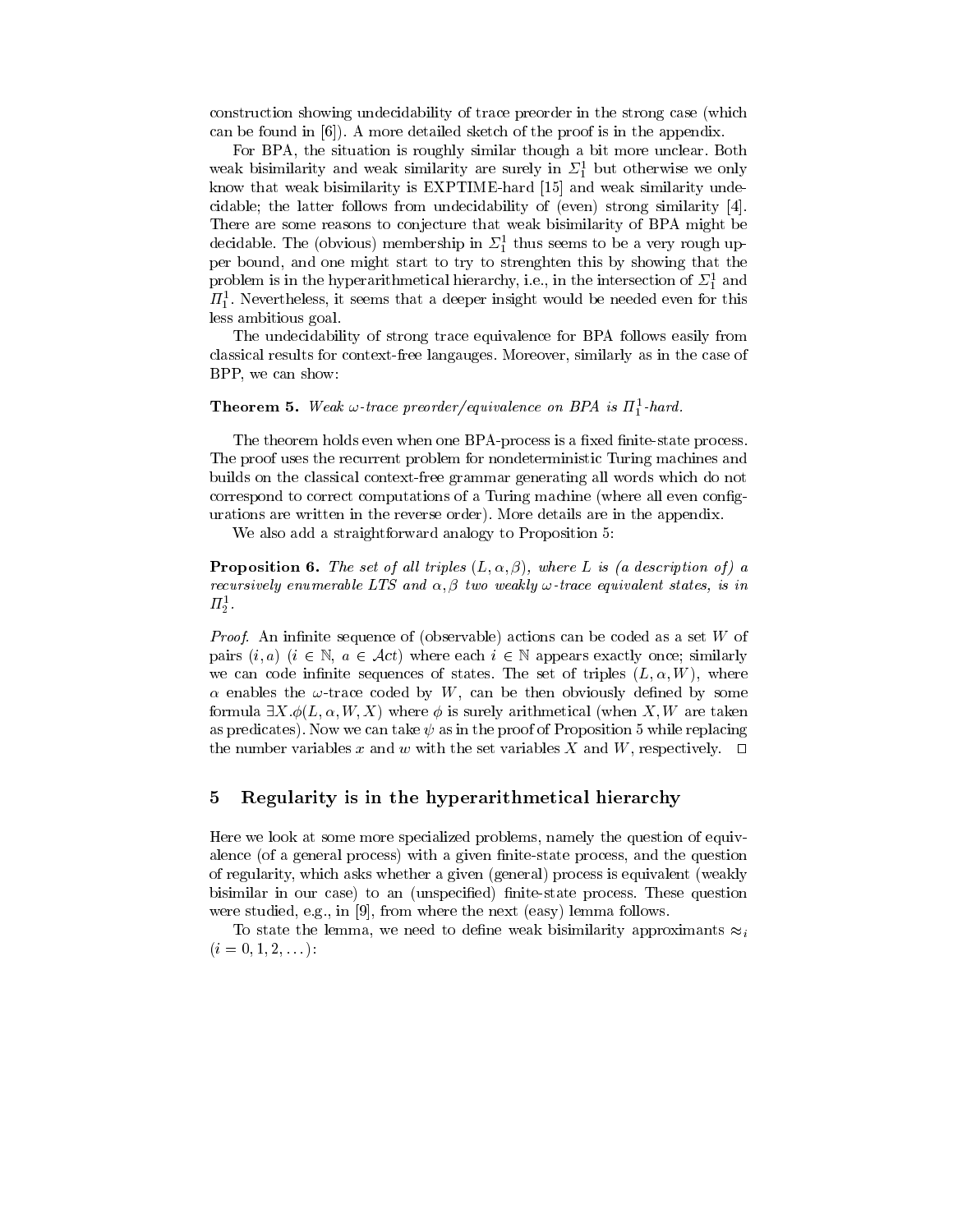construction showing undecidability of trace preorder in the strong case (which can be found in [6]). A more detailed sketch of the proof is in the appendix.

For BPA, the situation is roughly similar though a bit more unclear. Both weak bisimilarity and weak similarity are surely in $\Sigma^1_1$ but otherwise we only know that weak bisimilarity is EXPTIME-hard [15] and weak similarity undecidable; the latter follows from undecidability of (even) strong similarity [4]. There are some reasons to conjecture that weak bisimilarity of BPA might be decidable. The (obvious) membership in $\Sigma^1_1$ thus seems to be a very rough upper bound, and one might start to try to strenghten this by showing that the problem is in the hyperarithmetical hierarchy, i.e., in the intersection of $\Sigma^1_1$ and $\Pi^1_1$. Nevertheless, it seems that a deeper insight would be needed even for this less ambitious goal.

The undecidability of strong trace equivalence for BPA follows easily from classical results for context-free langauges. Moreover, similarly as in the case of BPP, we can show:

**Theorem 5.** *Weak $\omega$-trace preorder/equivalence on BPA is $\Pi^1_1$-hard.*

The theorem holds even when one BPA-process is a fixed finite-state process. The proof uses the recurrent problem for nondeterministic Turing machines and builds on the classical context-free grammar generating all words which do not correspond to correct computations of a Turing machine (where all even configurations are written in the reverse order). More details are in the appendix.

We also add a straightforward analogy to Proposition 5:

**Proposition 6.** *The set of all triples $(L, \alpha, \beta)$, where $L$ is (a description of) a recursively enumerable LTS and $\alpha, \beta$ two weakly $\omega$-trace equivalent states, is in $\Pi^1_2$.*

*Proof.* An infinite sequence of (observable) actions can be coded as a set $W$ of pairs $(i, a)$ ($i \in \mathbb{N}$, $a \in \mathcal{A}ct$) where each $i \in \mathbb{N}$ appears exactly once; similarly we can code infinite sequences of states. The set of triples $(L, \alpha, W)$, where $\alpha$ enables the $\omega$-trace coded by $W$, can be then obviously defined by some formula $\exists X.\phi(L, \alpha, W, X)$ where $\phi$ is surely arithmetical (when $X, W$ are taken as predicates). Now we can take $\psi$ as in the proof of Proposition 5 while replacing the number variables $x$ and $w$ with the set variables $X$ and $W$, respectively. $\square$

## 5 Regularity is in the hyperarithmetical hierarchy

Here we look at some more specialized problems, namely the question of equivalence (of a general process) with a given finite-state process, and the question of regularity, which asks whether a given (general) process is equivalent (weakly bisimilar in our case) to an (unspecified) finite-state process. These question were studied, e.g., in [9], from where the next (easy) lemma follows.

To state the lemma, we need to define weak bisimilarity approximants $\approx_i$ ($i = 0, 1, 2, \ldots$):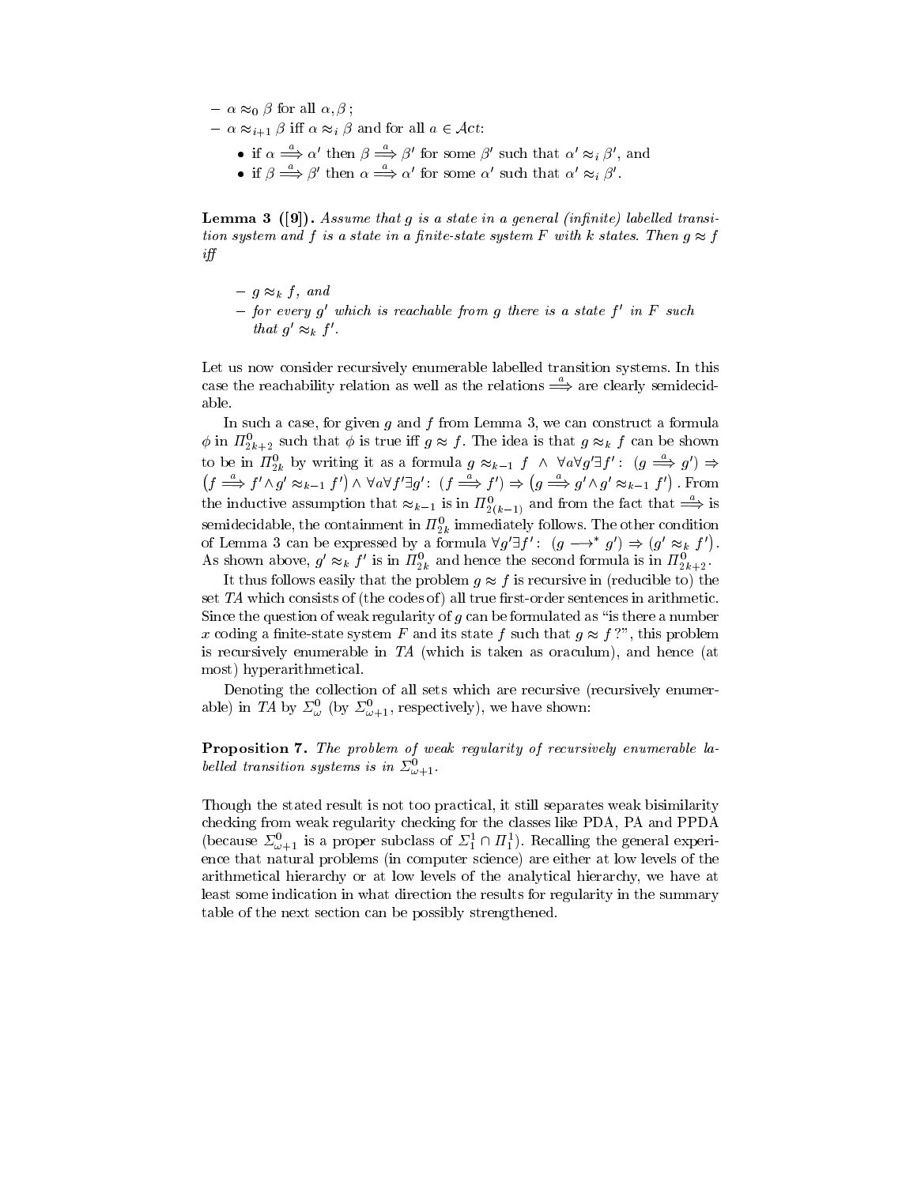- $\alpha \approx_0 \beta$ for all $\alpha, \beta$ ;
- $\alpha \approx_{i+1} \beta$ iff $\alpha \approx_i \beta$ and for all $a \in \mathcal{A}ct$:
  - if $\alpha \stackrel{a}{\Longrightarrow} \alpha'$ then $\beta \stackrel{a}{\Longrightarrow} \beta'$ for some $\beta'$ such that $\alpha' \approx_i \beta'$, and
  - if $\beta \stackrel{a}{\Longrightarrow} \beta'$ then $\alpha \stackrel{a}{\Longrightarrow} \alpha'$ for some $\alpha'$ such that $\alpha' \approx_i \beta'$.

**Lemma 3 ([9]).** *Assume that $g$ is a state in a general (infinite) labelled transition system and $f$ is a state in a finite-state system $F$ with $k$ states. Then $g \approx f$ iff*

- *$g \approx_k f$, and*
- *for every $g'$ which is reachable from $g$ there is a state $f'$ in $F$ such that $g' \approx_k f'$.*

Let us now consider recursively enumerable labelled transition systems. In this case the reachability relation as well as the relations $\stackrel{a}{\Longrightarrow}$ are clearly semidecidable.

In such a case, for given $g$ and $f$ from Lemma 3, we can construct a formula $\phi$ in $\Pi^0_{2k+2}$ such that $\phi$ is true iff $g \approx f$. The idea is that $g \approx_k f$ can be shown to be in $\Pi^0_{2k}$ by writing it as a formula $g \approx_{k-1} f \;\wedge\; \forall a \forall g' \exists f' : \; (g \stackrel{a}{\Longrightarrow} g') \Rightarrow \big(f \stackrel{a}{\Longrightarrow} f' \wedge g' \approx_{k-1} f'\big) \wedge \forall a \forall f' \exists g' : \; (f \stackrel{a}{\Longrightarrow} f') \Rightarrow \big(g \stackrel{a}{\Longrightarrow} g' \wedge g' \approx_{k-1} f'\big)$. From the inductive assumption that $\approx_{k-1}$ is in $\Pi^0_{2(k-1)}$ and from the fact that $\stackrel{a}{\Longrightarrow}$ is semidecidable, the containment in $\Pi^0_{2k}$ immediately follows. The other condition of Lemma 3 can be expressed by a formula $\forall g' \exists f' : \; (g \longrightarrow^* g') \Rightarrow \big(g' \approx_k f'\big)$. As shown above, $g' \approx_k f'$ is in $\Pi^0_{2k}$ and hence the second formula is in $\Pi^0_{2k+2}$.

It thus follows easily that the problem $g \approx f$ is recursive in (reducible to) the set *TA* which consists of (the codes of) all true first-order sentences in arithmetic. Since the question of weak regularity of $g$ can be formulated as "is there a number $x$ coding a finite-state system $F$ and its state $f$ such that $g \approx f$ ?", this problem is recursively enumerable in *TA* (which is taken as oraculum), and hence (at most) hyperarithmetical.

Denoting the collection of all sets which are recursive (recursively enumerable) in *TA* by $\Sigma^0_\omega$ (by $\Sigma^0_{\omega+1}$, respectively), we have shown:

**Proposition 7.** *The problem of weak regularity of recursively enumerable labelled transition systems is in $\Sigma^0_{\omega+1}$.*

Though the stated result is not too practical, it still separates weak bisimilarity checking from weak regularity checking for the classes like PDA, PA and PPDA (because $\Sigma^0_{\omega+1}$ is a proper subclass of $\Sigma^1_1 \cap \Pi^1_1$). Recalling the general experience that natural problems (in computer science) are either at low levels of the arithmetical hierarchy or at low levels of the analytical hierarchy, we have at least some indication in what direction the results for regularity in the summary table of the next section can be possibly strengthened.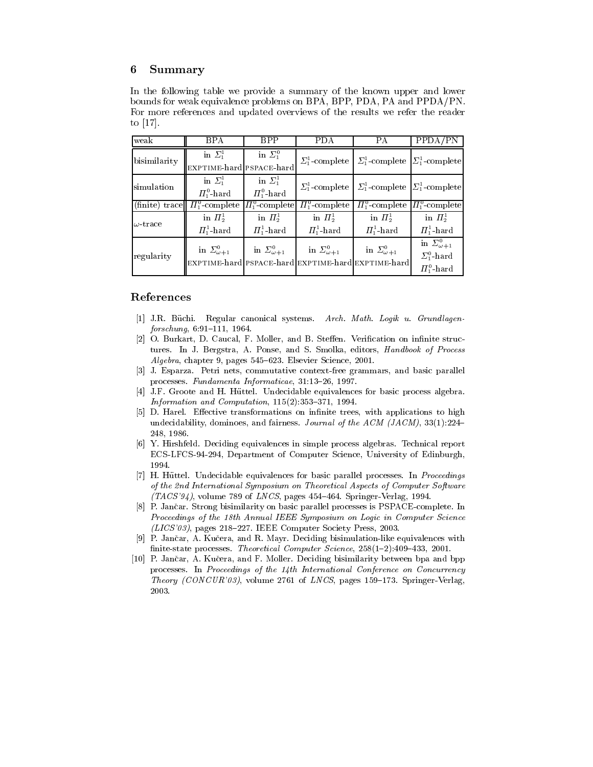## 6 Summary

In the following table we provide a summary of the known upper and lower bounds for weak equivalence problems on BPA, BPP, PDA, PA and PPDA/PN. For more references and updated overviews of the results we refer the reader to [17].

| weak | BPA | BPP | PDA | PA | PPDA/PN |
|---|---|---|---|---|---|
| bisimilarity | in $\Sigma^1_1$ EXPTIME-hard | in $\Sigma^0_1$ PSPACE-hard | $\Sigma^1_1$-complete | $\Sigma^1_1$-complete | $\Sigma^1_1$-complete |
| simulation | in $\Sigma^1_1$ $\Pi^0_1$-hard | in $\Sigma^1_1$ $\Pi^0_1$-hard | $\Sigma^1_1$-complete | $\Sigma^1_1$-complete | $\Sigma^1_1$-complete |
| (finite) trace | $\Pi^0_1$-complete | $\Pi^0_1$-complete | $\Pi^0_1$-complete | $\Pi^0_1$-complete | $\Pi^0_1$-complete |
| $\omega$-trace | in $\Pi^1_2$ $\Pi^1_1$-hard | in $\Pi^1_2$ $\Pi^1_1$-hard | in $\Pi^1_2$ $\Pi^1_1$-hard | in $\Pi^1_2$ $\Pi^1_1$-hard | in $\Pi^1_2$ $\Pi^1_1$-hard |
| regularity | in $\Sigma^0_{\omega+1}$ EXPTIME-hard | in $\Sigma^0_{\omega+1}$ PSPACE-hard | in $\Sigma^0_{\omega+1}$ EXPTIME-hard | in $\Sigma^0_{\omega+1}$ EXPTIME-hard | in $\Sigma^0_{\omega+1}$ $\Sigma^0_1$-hard $\Pi^0_1$-hard |

## References

[1] J.R. Büchi. Regular canonical systems. *Arch. Math. Logik u. Grundlagenforschung*, 6:91–111, 1964.

[2] O. Burkart, D. Caucal, F. Moller, and B. Steffen. Verification on infinite structures. In J. Bergstra, A. Ponse, and S. Smolka, editors, *Handbook of Process Algebra*, chapter 9, pages 545–623. Elsevier Science, 2001.

[3] J. Esparza. Petri nets, commutative context-free grammars, and basic parallel processes. *Fundamenta Informaticae*, 31:13–26, 1997.

[4] J.F. Groote and H. Hüttel. Undecidable equivalences for basic process algebra. *Information and Computation*, 115(2):353–371, 1994.

[5] D. Harel. Effective transformations on infinite trees, with applications to high undecidability, dominoes, and fairness. *Journal of the ACM (JACM)*, 33(1):224–248, 1986.

[6] Y. Hirshfeld. Deciding equivalences in simple process algebras. Technical report ECS-LFCS-94-294, Department of Computer Science, University of Edinburgh, 1994.

[7] H. Hüttel. Undecidable equivalences for basic parallel processes. In *Proceedings of the 2nd International Symposium on Theoretical Aspects of Computer Software (TACS'94)*, volume 789 of *LNCS*, pages 454–464. Springer-Verlag, 1994.

[8] P. Jančar. Strong bisimilarity on basic parallel processes is PSPACE-complete. In *Proceedings of the 18th Annual IEEE Symposium on Logic in Computer Science (LICS'03)*, pages 218–227. IEEE Computer Society Press, 2003.

[9] P. Jančar, A. Kučera, and R. Mayr. Deciding bisimulation-like equivalences with finite-state processes. *Theoretical Computer Science*, 258(1–2):409–433, 2001.

[10] P. Jančar, A. Kučera, and F. Moller. Deciding bisimilarity between bpa and bpp processes. In *Proceedings of the 14th International Conference on Concurrency Theory (CONCUR'03)*, volume 2761 of *LNCS*, pages 159–173. Springer-Verlag, 2003.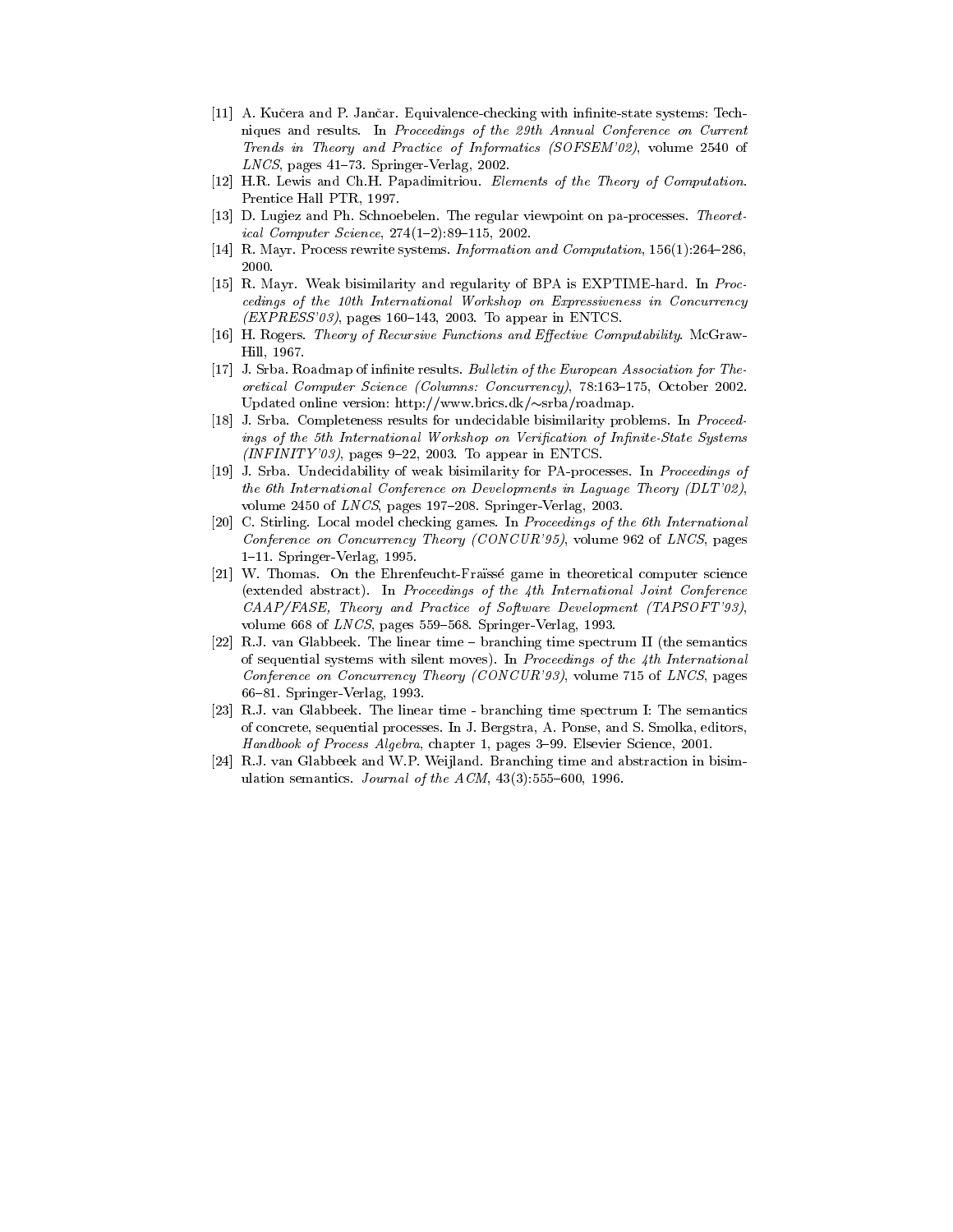[11] A. Kučera and P. Jančar. Equivalence-checking with infinite-state systems: Techniques and results. In *Proceedings of the 29th Annual Conference on Current Trends in Theory and Practice of Informatics (SOFSEM'02)*, volume 2540 of *LNCS*, pages 41–73. Springer-Verlag, 2002.

[12] H.R. Lewis and Ch.H. Papadimitriou. *Elements of the Theory of Computation*. Prentice Hall PTR, 1997.

[13] D. Lugiez and Ph. Schnoebelen. The regular viewpoint on pa-processes. *Theoretical Computer Science*, 274(1–2):89–115, 2002.

[14] R. Mayr. Process rewrite systems. *Information and Computation*, 156(1):264–286, 2000.

[15] R. Mayr. Weak bisimilarity and regularity of BPA is EXPTIME-hard. In *Proccedings of the 10th International Workshop on Expressiveness in Concurrency (EXPRESS'03)*, pages 160–143, 2003. To appear in ENTCS.

[16] H. Rogers. *Theory of Recursive Functions and Effective Computability*. McGraw-Hill, 1967.

[17] J. Srba. Roadmap of infinite results. *Bulletin of the European Association for Theoretical Computer Science (Columns: Concurrency)*, 78:163–175, October 2002. Updated online version: http://www.brics.dk/~srba/roadmap.

[18] J. Srba. Completeness results for undecidable bisimilarity problems. In *Proceedings of the 5th International Workshop on Verification of Infinite-State Systems (INFINITY'03)*, pages 9–22, 2003. To appear in ENTCS.

[19] J. Srba. Undecidability of weak bisimilarity for PA-processes. In *Proceedings of the 6th International Conference on Developments in Laguage Theory (DLT'02)*, volume 2450 of *LNCS*, pages 197–208. Springer-Verlag, 2003.

[20] C. Stirling. Local model checking games. In *Proceedings of the 6th International Conference on Concurrency Theory (CONCUR'95)*, volume 962 of *LNCS*, pages 1–11. Springer-Verlag, 1995.

[21] W. Thomas. On the Ehrenfeucht-Fraïssé game in theoretical computer science (extended abstract). In *Proceedings of the 4th International Joint Conference CAAP/FASE, Theory and Practice of Software Development (TAPSOFT'93)*, volume 668 of *LNCS*, pages 559–568. Springer-Verlag, 1993.

[22] R.J. van Glabbeek. The linear time – branching time spectrum II (the semantics of sequential systems with silent moves). In *Proceedings of the 4th International Conference on Concurrency Theory (CONCUR'93)*, volume 715 of *LNCS*, pages 66–81. Springer-Verlag, 1993.

[23] R.J. van Glabbeek. The linear time - branching time spectrum I: The semantics of concrete, sequential processes. In J. Bergstra, A. Ponse, and S. Smolka, editors, *Handbook of Process Algebra*, chapter 1, pages 3–99. Elsevier Science, 2001.

[24] R.J. van Glabbeek and W.P. Weijland. Branching time and abstraction in bisimulation semantics. *Journal of the ACM*, 43(3):555–600, 1996.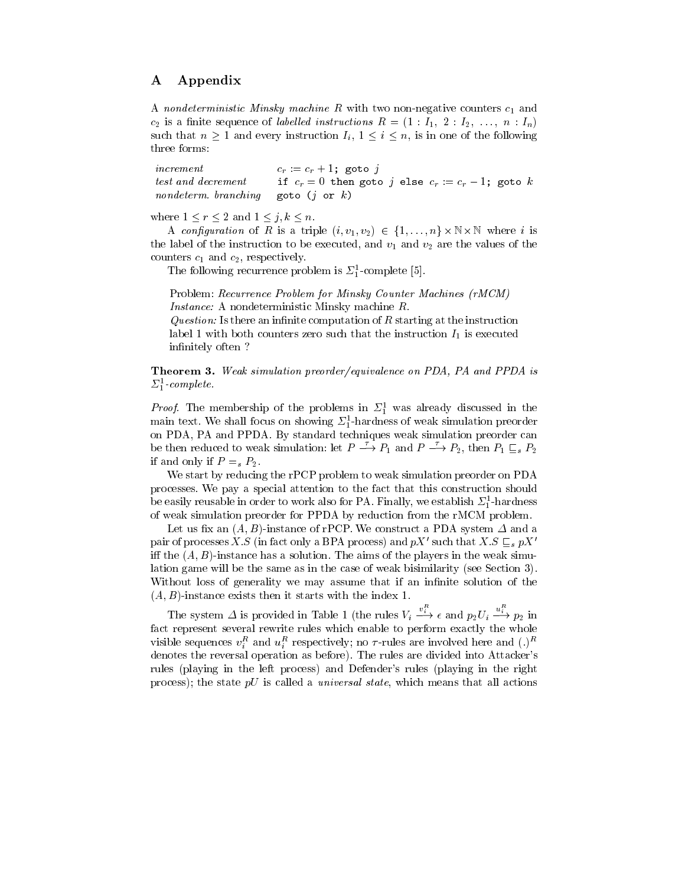## A Appendix

A *nondeterministic Minsky machine* $R$ with two non-negative counters $c_1$ and $c_2$ is a finite sequence of *labelled instructions* $R = (1 : I_1,\ 2 : I_2,\ \ldots,\ n : I_n)$ such that $n \geq 1$ and every instruction $I_i$, $1 \leq i \leq n$, is in one of the following three forms:

| | |
|---|---|
| *increment* | $c_r := c_r + 1$; `goto` $j$ |
| *test and decrement* | `if` $c_r = 0$ `then goto` $j$ `else` $c_r := c_r - 1$; `goto` $k$ |
| *nondeterm. branching* | `goto` $(j$ `or` $k)$ |

where $1 \leq r \leq 2$ and $1 \leq j, k \leq n$.

A *configuration* of $R$ is a triple $(i, v_1, v_2) \in \{1, \ldots, n\} \times \mathbb{N} \times \mathbb{N}$ where $i$ is the label of the instruction to be executed, and $v_1$ and $v_2$ are the values of the counters $c_1$ and $c_2$, respectively.

The following recurrence problem is $\Sigma_1^1$-complete [5].

> Problem: *Recurrence Problem for Minsky Counter Machines (rMCM)*
> *Instance:* A nondeterministic Minsky machine $R$.
> *Question:* Is there an infinite computation of $R$ starting at the instruction label 1 with both counters zero such that the instruction $I_1$ is executed infinitely often ?

**Theorem 3.** *Weak simulation preorder/equivalence on PDA, PA and PPDA is $\Sigma_1^1$-complete.*

*Proof.* The membership of the problems in $\Sigma_1^1$ was already discussed in the main text. We shall focus on showing $\Sigma_1^1$-hardness of weak simulation preorder on PDA, PA and PPDA. By standard techniques weak simulation preorder can be then reduced to weak simulation: let $P \stackrel{\tau}{\longrightarrow} P_1$ and $P \stackrel{\tau}{\longrightarrow} P_2$, then $P_1 \sqsubseteq_s P_2$ if and only if $P =_s P_2$.

We start by reducing the rPCP problem to weak simulation preorder on PDA processes. We pay a special attention to the fact that this construction should be easily reusable in order to work also for PA. Finally, we establish $\Sigma_1^1$-hardness of weak simulation preorder for PPDA by reduction from the rMCM problem.

Let us fix an $(A, B)$-instance of rPCP. We construct a PDA system $\Delta$ and a pair of processes $X.S$ (in fact only a BPA process) and $pX'$ such that $X.S \sqsubseteq_s pX'$ iff the $(A, B)$-instance has a solution. The aims of the players in the weak simulation game will be the same as in the case of weak bisimilarity (see Section 3). Without loss of generality we may assume that if an infinite solution of the $(A, B)$-instance exists then it starts with the index 1.

The system $\Delta$ is provided in Table 1 (the rules $V_i \stackrel{v_i^R}{\longrightarrow} \epsilon$ and $p_2 U_i \stackrel{u_i^R}{\longrightarrow} p_2$ in fact represent several rewrite rules which enable to perform exactly the whole visible sequences $v_i^R$ and $u_i^R$ respectively; no $\tau$-rules are involved here and $(.)^R$ denotes the reversal operation as before). The rules are divided into Attacker's rules (playing in the left process) and Defender's rules (playing in the right process); the state $pU$ is called a *universal state*, which means that all actions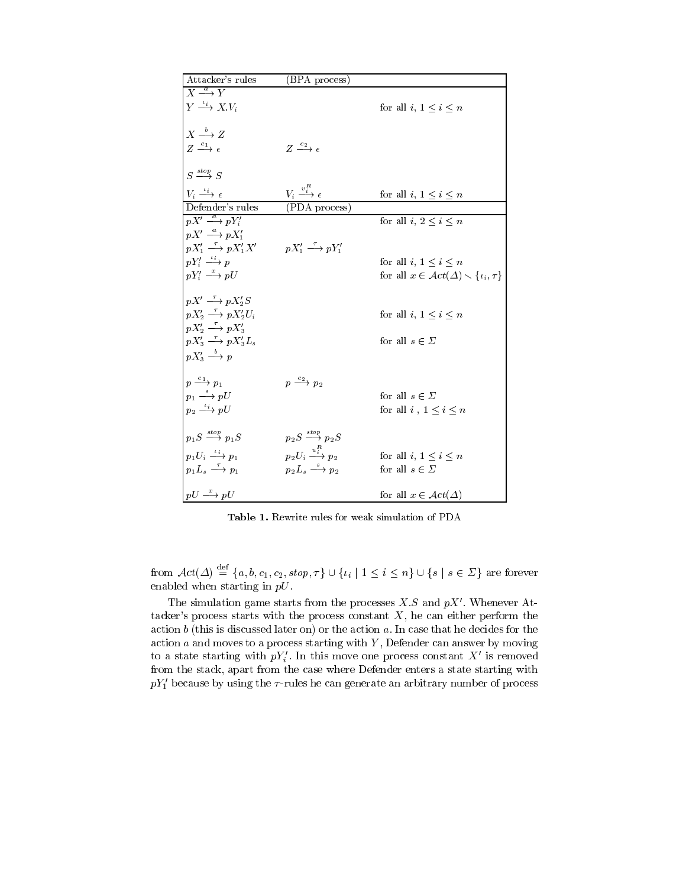| Attacker's rules | (BPA process) | |
|---|---|---|
| $X \xrightarrow{a} Y$ | | |
| $Y \xrightarrow{\iota_i} X.V_i$ | | for all $i$, $1 \leq i \leq n$ |
| $X \xrightarrow{b} Z$ | | |
| $Z \xrightarrow{c_1} \epsilon$ | $Z \xrightarrow{c_2} \epsilon$ | |
| $S \xrightarrow{stop} S$ | | |
| $V_i \xrightarrow{\iota_i} \epsilon$ | $V_i \xrightarrow{v_i^R} \epsilon$ | for all $i$, $1 \leq i \leq n$ |
| **Defender's rules** | **(PDA process)** | |
| $pX' \xrightarrow{a} pY_i'$ | | for all $i$, $2 \leq i \leq n$ |
| $pX' \xrightarrow{a} pX_1'$ | | |
| $pX_1' \xrightarrow{\tau} pX_1'X'$ | $pX_1' \xrightarrow{\tau} pY_1'$ | |
| $pY_i' \xrightarrow{\iota_i} p$ | | for all $i$, $1 \leq i \leq n$ |
| $pY_i' \xrightarrow{x} pU$ | | for all $x \in \mathcal{A}ct(\Delta) \smallsetminus \{\iota_i, \tau\}$ |
| $pX' \xrightarrow{\tau} pX_2'S$ | | |
| $pX_2' \xrightarrow{\tau} pX_2'U_i$ | | for all $i$, $1 \leq i \leq n$ |
| $pX_2' \xrightarrow{\tau} pX_3'$ | | |
| $pX_3' \xrightarrow{\tau} pX_3'L_s$ | | for all $s \in \Sigma$ |
| $pX_3' \xrightarrow{b} p$ | | |
| $p \xrightarrow{c_1} p_1$ | $p \xrightarrow{c_2} p_2$ | |
| $p_1 \xrightarrow{s} pU$ | | for all $s \in \Sigma$ |
| $p_2 \xrightarrow{\iota_i} pU$ | | for all $i$ , $1 \leq i \leq n$ |
| $p_1 S \xrightarrow{stop} p_1 S$ | $p_2 S \xrightarrow{stop} p_2 S$ | |
| $p_1 U_i \xrightarrow{\iota_i} p_1$ | $p_2 U_i \xrightarrow{u_i^R} p_2$ | for all $i$, $1 \leq i \leq n$ |
| $p_1 L_s \xrightarrow{\tau} p_1$ | $p_2 L_s \xrightarrow{s} p_2$ | for all $s \in \Sigma$ |
| $pU \xrightarrow{x} pU$ | | for all $x \in \mathcal{A}ct(\Delta)$ |

**Table 1.** Rewrite rules for weak simulation of PDA

from $\mathcal{A}ct(\Delta) \stackrel{\text{def}}{=} \{a, b, c_1, c_2, stop, \tau\} \cup \{\iota_i \mid 1 \leq i \leq n\} \cup \{s \mid s \in \Sigma\}$ are forever enabled when starting in $pU$.

The simulation game starts from the processes $X.S$ and $pX'$. Whenever Attacker's process starts with the process constant $X$, he can either perform the action $b$ (this is discussed later on) or the action $a$. In case that he decides for the action $a$ and moves to a process starting with $Y$, Defender can answer by moving to a state starting with $pY_i'$. In this move one process constant $X'$ is removed from the stack, apart from the case where Defender enters a state starting with $pY_1'$ because by using the $\tau$-rules he can generate an arbitrary number of process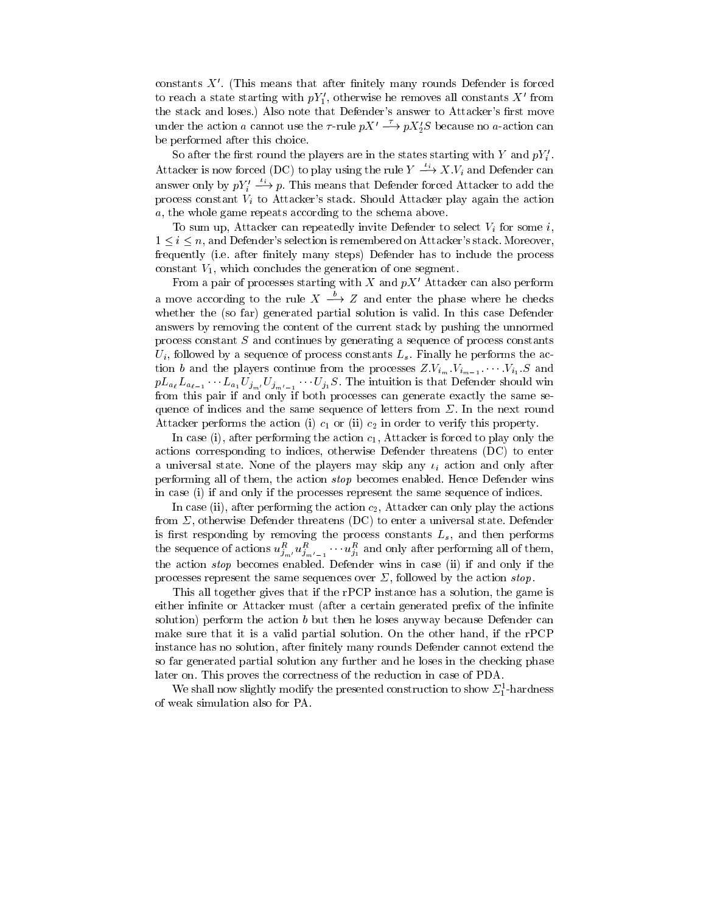constants $X'$. (This means that after finitely many rounds Defender is forced to reach a state starting with $pY_1'$, otherwise he removes all constants $X'$ from the stack and loses.) Also note that Defender's answer to Attacker's first move under the action $a$ cannot use the $\tau$-rule $pX' \stackrel{\tau}{\longrightarrow} pX_2'S$ because no $a$-action can be performed after this choice.

So after the first round the players are in the states starting with $Y$ and $pY_i'$. Attacker is now forced (DC) to play using the rule $Y \stackrel{\iota_i}{\longrightarrow} X.V_i$ and Defender can answer only by $pY_i' \stackrel{\iota_i}{\longrightarrow} p$. This means that Defender forced Attacker to add the process constant $V_i$ to Attacker's stack. Should Attacker play again the action $a$, the whole game repeats according to the schema above.

To sum up, Attacker can repeatedly invite Defender to select $V_i$ for some $i$, $1 \leq i \leq n$, and Defender's selection is remembered on Attacker's stack. Moreover, frequently (i.e. after finitely many steps) Defender has to include the process constant $V_1$, which concludes the generation of one segment.

From a pair of processes starting with $X$ and $pX'$ Attacker can also perform a move according to the rule $X \stackrel{b}{\longrightarrow} Z$ and enter the phase where he checks whether the (so far) generated partial solution is valid. In this case Defender answers by removing the content of the current stack by pushing the unnormed process constant $S$ and continues by generating a sequence of process constants $U_i$, followed by a sequence of process constants $L_s$. Finally he performs the action $b$ and the players continue from the processes $Z.V_{i_m}.V_{i_{m-1}}.\cdots.V_{i_1}.S$ and $pL_{a_\ell}L_{a_{\ell-1}}\cdots L_{a_1}U_{j_{m'}}U_{j_{m'-1}}\cdots U_{j_1}S$. The intuition is that Defender should win from this pair if and only if both processes can generate exactly the same sequence of indices and the same sequence of letters from $\Sigma$. In the next round Attacker performs the action (i) $c_1$ or (ii) $c_2$ in order to verify this property.

In case (i), after performing the action $c_1$, Attacker is forced to play only the actions corresponding to indices, otherwise Defender threatens (DC) to enter a universal state. None of the players may skip any $\iota_i$ action and only after performing all of them, the action *stop* becomes enabled. Hence Defender wins in case (i) if and only if the processes represent the same sequence of indices.

In case (ii), after performing the action $c_2$, Attacker can only play the actions from $\Sigma$, otherwise Defender threatens (DC) to enter a universal state. Defender is first responding by removing the process constants $L_s$, and then performs the sequence of actions $u^R_{j_{m'}}u^R_{j_{m'-1}}\cdots u^R_{j_1}$ and only after performing all of them, the action *stop* becomes enabled. Defender wins in case (ii) if and only if the processes represent the same sequences over $\Sigma$, followed by the action *stop*.

This all together gives that if the rPCP instance has a solution, the game is either infinite or Attacker must (after a certain generated prefix of the infinite solution) perform the action $b$ but then he loses anyway because Defender can make sure that it is a valid partial solution. On the other hand, if the rPCP instance has no solution, after finitely many rounds Defender cannot extend the so far generated partial solution any further and he loses in the checking phase later on. This proves the correctness of the reduction in case of PDA.

We shall now slightly modify the presented construction to show $\Sigma^1_1$-hardness of weak simulation also for PA.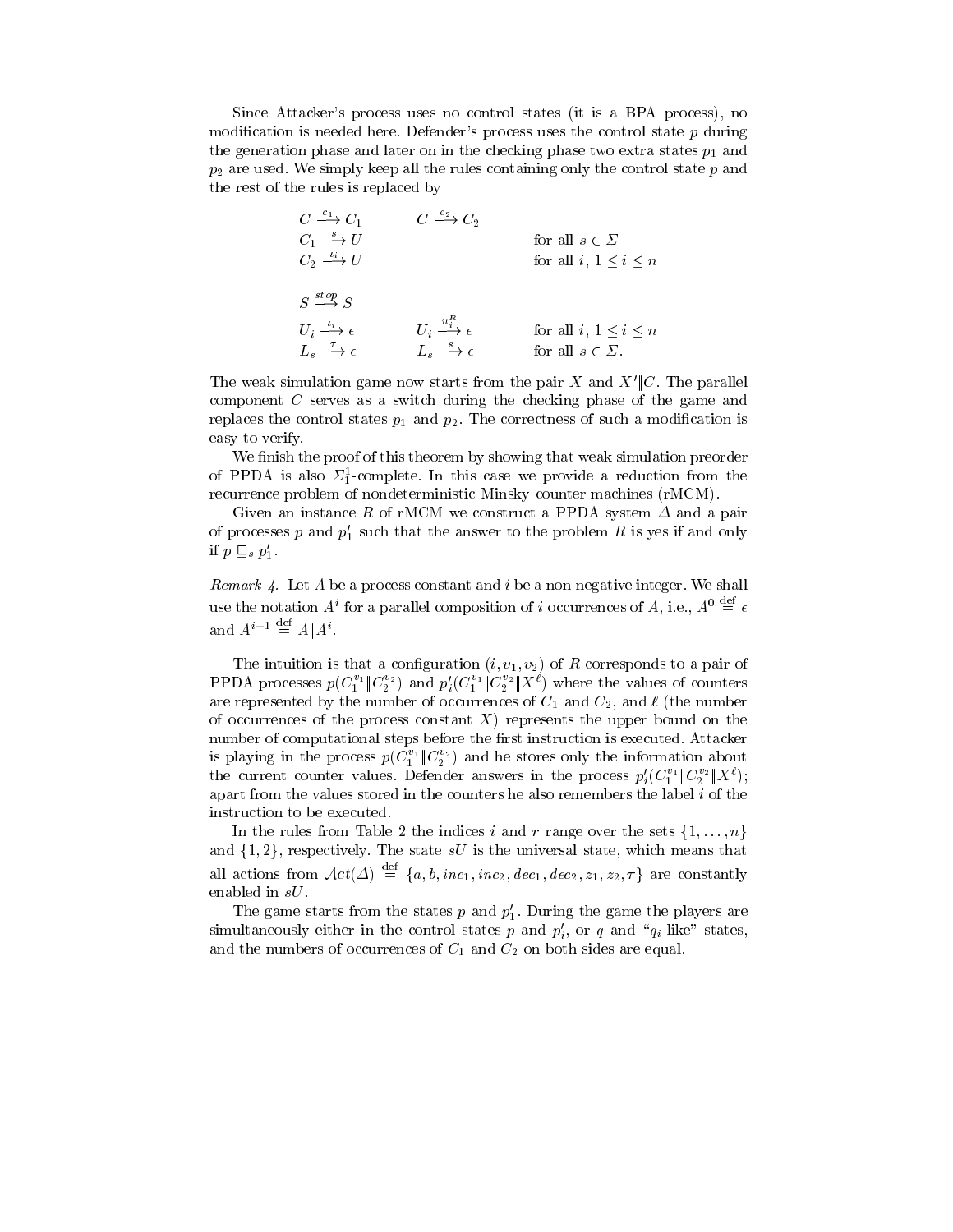Since Attacker's process uses no control states (it is a BPA process), no modification is needed here. Defender's process uses the control state $p$ during the generation phase and later on in the checking phase two extra states $p_1$ and $p_2$ are used. We simply keep all the rules containing only the control state $p$ and the rest of the rules is replaced by

$$
\begin{array}{lll}
C \stackrel{c_1}{\longrightarrow} C_1 & C \stackrel{c_2}{\longrightarrow} C_2 & \\
C_1 \stackrel{s}{\longrightarrow} U & & \text{for all } s \in \Sigma \\
C_2 \stackrel{t_i}{\longrightarrow} U & & \text{for all } i,\ 1 \le i \le n \\
 & & \\
S \stackrel{stop}{\longrightarrow} S & & \\
U_i \stackrel{t_i}{\longrightarrow} \epsilon & U_i \stackrel{u_i^R}{\longrightarrow} \epsilon & \text{for all } i,\ 1 \le i \le n \\
L_s \stackrel{\tau}{\longrightarrow} \epsilon & L_s \stackrel{s}{\longrightarrow} \epsilon & \text{for all } s \in \Sigma.
\end{array}
$$

The weak simulation game now starts from the pair $X$ and $X' \| C$. The parallel component $C$ serves as a switch during the checking phase of the game and replaces the control states $p_1$ and $p_2$. The correctness of such a modification is easy to verify.

We finish the proof of this theorem by showing that weak simulation preorder of PPDA is also $\Sigma_1^1$-complete. In this case we provide a reduction from the recurrence problem of nondeterministic Minsky counter machines (rMCM).

Given an instance $R$ of rMCM we construct a PPDA system $\Delta$ and a pair of processes $p$ and $p'_1$ such that the answer to the problem $R$ is yes if and only if $p \sqsubseteq_s p'_1$.

*Remark 4.* Let $A$ be a process constant and $i$ be a non-negative integer. We shall use the notation $A^i$ for a parallel composition of $i$ occurrences of $A$, i.e., $A^0 \stackrel{\text{def}}{=} \epsilon$ and $A^{i+1} \stackrel{\text{def}}{=} A \| A^i$.

The intuition is that a configuration $(i, v_1, v_2)$ of $R$ corresponds to a pair of PPDA processes $p(C_1^{v_1} \| C_2^{v_2})$ and $p'_i(C_1^{v_1} \| C_2^{v_2} \| X^{\ell})$ where the values of counters are represented by the number of occurrences of $C_1$ and $C_2$, and $\ell$ (the number of occurrences of the process constant $X$) represents the upper bound on the number of computational steps before the first instruction is executed. Attacker is playing in the process $p(C_1^{v_1} \| C_2^{v_2})$ and he stores only the information about the current counter values. Defender answers in the process $p'_i(C_1^{v_1} \| C_2^{v_2} \| X^{\ell})$; apart from the values stored in the counters he also remembers the label $i$ of the instruction to be executed.

In the rules from Table 2 the indices $i$ and $r$ range over the sets $\{1, \ldots, n\}$ and $\{1, 2\}$, respectively. The state $sU$ is the universal state, which means that all actions from $\mathcal{A}ct(\Delta) \stackrel{\text{def}}{=} \{a, b, inc_1, inc_2, dec_1, dec_2, z_1, z_2, \tau\}$ are constantly enabled in $sU$.

The game starts from the states $p$ and $p'_1$. During the game the players are simultaneously either in the control states $p$ and $p'_i$, or $q$ and "$q_i$-like" states, and the numbers of occurrences of $C_1$ and $C_2$ on both sides are equal.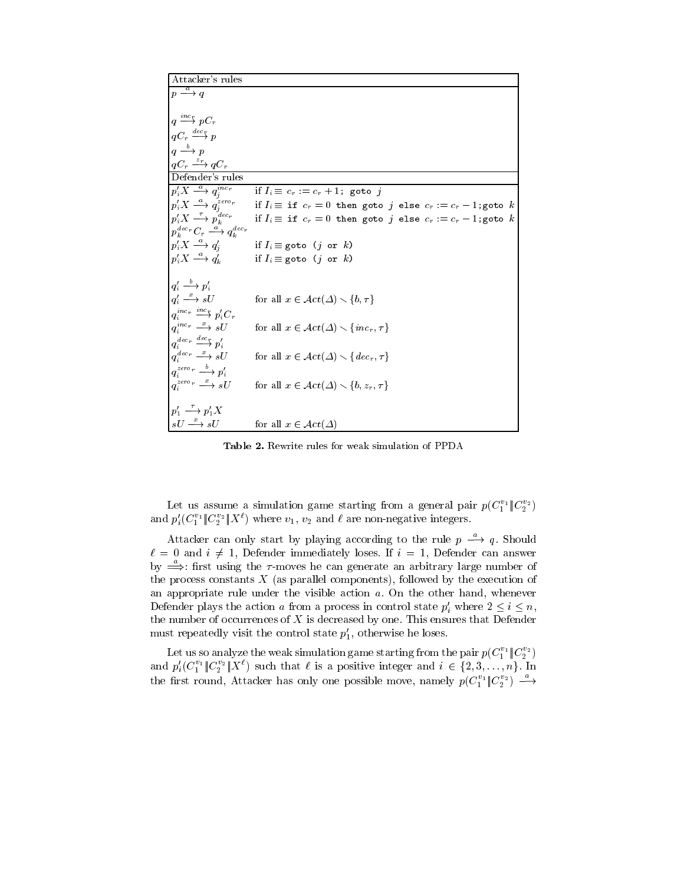| Attacker's rules | |
|---|---|
| $p \stackrel{a}{\longrightarrow} q$ | |
| | |
| $q \stackrel{inc_r}{\longrightarrow} pC_r$ | |
| $qC_r \stackrel{dec_r}{\longrightarrow} p$ | |
| $q \stackrel{b}{\longrightarrow} p$ | |
| $qC_r \stackrel{z_r}{\longrightarrow} qC_r$ | |
| **Defender's rules** | |
| $p'_iX \stackrel{a}{\longrightarrow} q_j^{inc_r}$ | if $I_i \equiv$ `c_r := c_r + 1; goto j` |
| $p'_iX \stackrel{a}{\longrightarrow} q_j^{zero_r}$ | if $I_i \equiv$ `if c_r = 0 then goto j else c_r := c_r - 1;goto k` |
| $p'_iX \stackrel{\tau}{\longrightarrow} p_k^{dec_r}$ | if $I_i \equiv$ `if c_r = 0 then goto j else c_r := c_r - 1;goto k` |
| $p_k^{dec_r}C_r \stackrel{a}{\longrightarrow} q_k^{dec_r}$ | |
| $p'_iX \stackrel{a}{\longrightarrow} q'_j$ | if $I_i \equiv$ `goto (j or k)` |
| $p'_iX \stackrel{a}{\longrightarrow} q'_k$ | if $I_i \equiv$ `goto (j or k)` |
| | |
| $q'_i \stackrel{b}{\longrightarrow} p'_i$ | |
| $q'_i \stackrel{x}{\longrightarrow} sU$ | for all $x \in \mathcal{A}ct(\Delta) \smallsetminus \{b, \tau\}$ |
| $q_i^{inc_r} \stackrel{inc_r}{\longrightarrow} p'_iC_r$ | |
| $q_i^{inc_r} \stackrel{x}{\longrightarrow} sU$ | for all $x \in \mathcal{A}ct(\Delta) \smallsetminus \{inc_r, \tau\}$ |
| $q_i^{dec_r} \stackrel{dec_r}{\longrightarrow} p'_i$ | |
| $q_i^{dec_r} \stackrel{x}{\longrightarrow} sU$ | for all $x \in \mathcal{A}ct(\Delta) \smallsetminus \{dec_r, \tau\}$ |
| $q_i^{zero_r} \stackrel{b}{\longrightarrow} p'_i$ | |
| $q_i^{zero_r} \stackrel{x}{\longrightarrow} sU$ | for all $x \in \mathcal{A}ct(\Delta) \smallsetminus \{b, z_r, \tau\}$ |
| | |
| $p'_1 \stackrel{\tau}{\longrightarrow} p'_1X$ | |
| $sU \stackrel{x}{\longrightarrow} sU$ | for all $x \in \mathcal{A}ct(\Delta)$ |

**Table 2.** Rewrite rules for weak simulation of PPDA

Let us assume a simulation game starting from a general pair $p(C_1^{v_1} \| C_2^{v_2})$ and $p'_i(C_1^{v_1} \| C_2^{v_2} \| X^{\ell})$ where $v_1$, $v_2$ and $\ell$ are non-negative integers.

Attacker can only start by playing according to the rule $p \stackrel{a}{\longrightarrow} q$. Should $\ell = 0$ and $i \neq 1$, Defender immediately loses. If $i = 1$, Defender can answer by $\stackrel{a}{\Longrightarrow}$: first using the $\tau$-moves he can generate an arbitrary large number of the process constants $X$ (as parallel components), followed by the execution of an appropriate rule under the visible action $a$. On the other hand, whenever Defender plays the action $a$ from a process in control state $p'_i$ where $2 \leq i \leq n$, the number of occurrences of $X$ is decreased by one. This ensures that Defender must repeatedly visit the control state $p'_1$, otherwise he loses.

Let us so analyze the weak simulation game starting from the pair $p(C_1^{v_1} \| C_2^{v_2})$ and $p'_i(C_1^{v_1} \| C_2^{v_2} \| X^{\ell})$ such that $\ell$ is a positive integer and $i \in \{2, 3, \ldots, n\}$. In the first round, Attacker has only one possible move, namely $p(C_1^{v_1} \| C_2^{v_2}) \stackrel{a}{\longrightarrow}$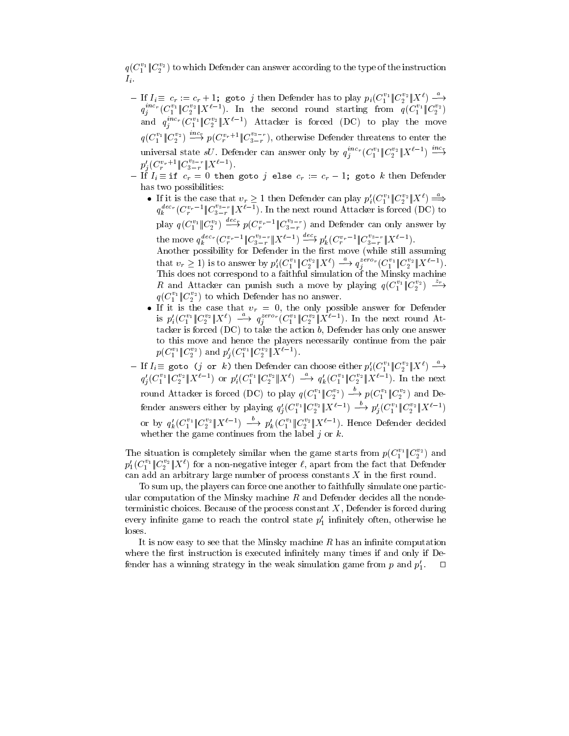$q(C_1^{v_1} \| C_2^{v_2})$ to which Defender can answer according to the type of the instruction $I_i$.

- If $I_i \equiv$ $c_r := c_r + 1$; `goto` $j$ then Defender has to play $p_i(C_1^{v_1} \| C_2^{v_2} \| X^\ell) \xrightarrow{a} q_j^{inc_r}(C_1^{v_1} \| C_2^{v_2} \| X^{\ell-1})$. In the second round starting from $q(C_1^{v_1} \| C_2^{v_2})$ and $q_j^{inc_r}(C_1^{v_1} \| C_2^{v_2} \| X^{\ell-1})$ Attacker is forced (DC) to play the move $q(C_1^{v_1} \| C_2^{v_2}) \xrightarrow{inc_r} p(C_r^{v_r+1} \| C_{3-r}^{v_{3-r}})$, otherwise Defender threatens to enter the universal state $sU$. Defender can answer only by $q_j^{inc_r}(C_1^{v_1} \| C_2^{v_2} \| X^{\ell-1}) \xrightarrow{inc_r} p_j'(C_r^{v_r+1} \| C_{3-r}^{v_{3-r}} \| X^{\ell-1})$.
- If $I_i \equiv$ `if` $c_r = 0$ `then goto` $j$ `else` $c_r := c_r - 1$; `goto` $k$ then Defender has two possibilities:
  - If it is the case that $v_r \geq 1$ then Defender can play $p_i'(C_1^{v_1} \| C_2^{v_2} \| X^\ell) \stackrel{a}{\Longrightarrow} q_k^{dec_r}(C_r^{v_r-1} \| C_{3-r}^{v_{3-r}} \| X^{\ell-1})$. In the next round Attacker is forced (DC) to play $q(C_1^{v_1} \| C_2^{v_2}) \xrightarrow{dec_r} p(C_r^{v_r-1} \| C_{3-r}^{v_{3-r}})$ and Defender can only answer by the move $q_k^{dec_r}(C_r^{v_r-1} \| C_{3-r}^{v_{3-r}} \| X^{\ell-1}) \xrightarrow{dec_r} p_k'(C_r^{v_r-1} \| C_{3-r}^{v_{3-r}} \| X^{\ell-1})$.
    Another possibility for Defender in the first move (while still assuming that $v_r \geq 1$) is to answer by $p_i'(C_1^{v_1} \| C_2^{v_2} \| X^\ell) \xrightarrow{a} q_j^{zero_r}(C_1^{v_1} \| C_2^{v_2} \| X^{\ell-1})$. This does not correspond to a faithful simulation of the Minsky machine $R$ and Attacker can punish such a move by playing $q(C_1^{v_1} \| C_2^{v_2}) \xrightarrow{z_r} q(C_1^{v_1} \| C_2^{v_2})$ to which Defender has no answer.
  - If it is the case that $v_r = 0$, the only possible answer for Defender is $p_i'(C_1^{v_1} \| C_2^{v_2} \| X^\ell) \xrightarrow{a} q_j^{zero_r}(C_1^{v_1} \| C_2^{v_2} \| X^{\ell-1})$. In the next round Attacker is forced (DC) to take the action $b$, Defender has only one answer to this move and hence the players necessarily continue from the pair $p(C_1^{v_1} \| C_2^{v_2})$ and $p_j'(C_1^{v_1} \| C_2^{v_2} \| X^{\ell-1})$.
- If $I_i \equiv$ `goto (`$j$ `or` $k$`)` then Defender can choose either $p_i'(C_1^{v_1} \| C_2^{v_2} \| X^\ell) \xrightarrow{a} q_j'(C_1^{v_1} \| C_2^{v_2} \| X^{\ell-1})$ or $p_i'(C_1^{v_1} \| C_2^{v_2} \| X^\ell) \xrightarrow{a} q_k'(C_1^{v_1} \| C_2^{v_2} \| X^{\ell-1})$. In the next round Attacker is forced (DC) to play $q(C_1^{v_1} \| C_2^{v_2}) \xrightarrow{b} p(C_1^{v_1} \| C_2^{v_2})$ and Defender answers either by playing $q_j'(C_1^{v_1} \| C_2^{v_2} \| X^{\ell-1}) \xrightarrow{b} p_j'(C_1^{v_1} \| C_2^{v_2} \| X^{\ell-1})$ or by $q_k'(C_1^{v_1} \| C_2^{v_2} \| X^{\ell-1}) \xrightarrow{b} p_k'(C_1^{v_1} \| C_2^{v_2} \| X^{\ell-1})$. Hence Defender decided whether the game continues from the label $j$ or $k$.

The situation is completely similar when the game starts from $p(C_1^{v_1} \| C_2^{v_2})$ and $p_1'(C_1^{v_1} \| C_2^{v_2} \| X^\ell)$ for a non-negative integer $\ell$, apart from the fact that Defender can add an arbitrary large number of process constants $X$ in the first round.

To sum up, the players can force one another to faithfully simulate one particular computation of the Minsky machine $R$ and Defender decides all the nondeterministic choices. Because of the process constant $X$, Defender is forced during every infinite game to reach the control state $p_1'$ infinitely often, otherwise he loses.

It is now easy to see that the Minsky machine $R$ has an infinite computation where the first instruction is executed infinitely many times if and only if Defender has a winning strategy in the weak simulation game from $p$ and $p_1'$. □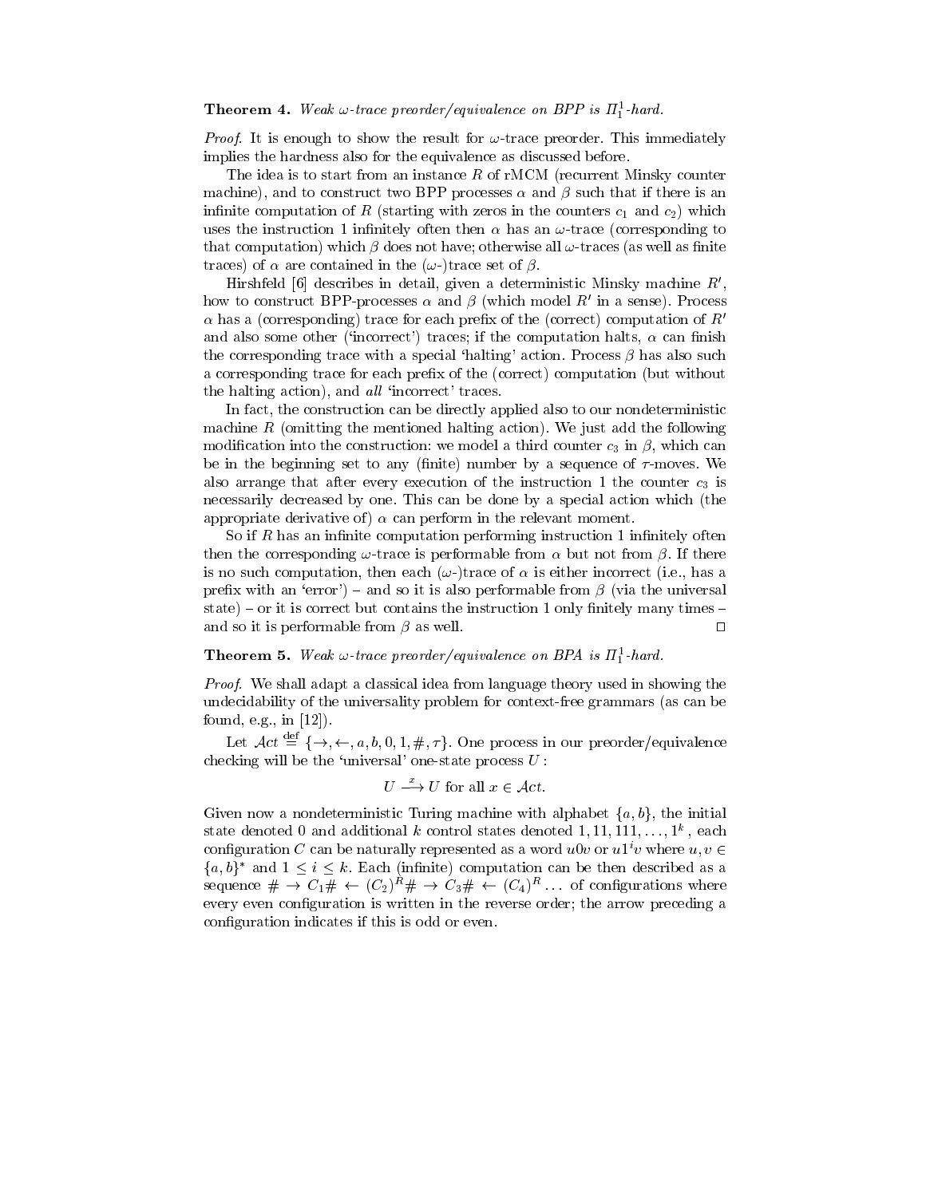**Theorem 4.** *Weak $\omega$-trace preorder/equivalence on BPP is $\Pi^1_1$-hard.*

*Proof.* It is enough to show the result for $\omega$-trace preorder. This immediately implies the hardness also for the equivalence as discussed before.

The idea is to start from an instance $R$ of rMCM (recurrent Minsky counter machine), and to construct two BPP processes $\alpha$ and $\beta$ such that if there is an infinite computation of $R$ (starting with zeros in the counters $c_1$ and $c_2$) which uses the instruction 1 infinitely often then $\alpha$ has an $\omega$-trace (corresponding to that computation) which $\beta$ does not have; otherwise all $\omega$-traces (as well as finite traces) of $\alpha$ are contained in the ($\omega$-)trace set of $\beta$.

Hirshfeld [6] describes in detail, given a deterministic Minsky machine $R'$, how to construct BPP-processes $\alpha$ and $\beta$ (which model $R'$ in a sense). Process $\alpha$ has a (corresponding) trace for each prefix of the (correct) computation of $R'$ and also some other ('incorrect') traces; if the computation halts, $\alpha$ can finish the corresponding trace with a special 'halting' action. Process $\beta$ has also such a corresponding trace for each prefix of the (correct) computation (but without the halting action), and *all* 'incorrect' traces.

In fact, the construction can be directly applied also to our nondeterministic machine $R$ (omitting the mentioned halting action). We just add the following modification into the construction: we model a third counter $c_3$ in $\beta$, which can be in the beginning set to any (finite) number by a sequence of $\tau$-moves. We also arrange that after every execution of the instruction 1 the counter $c_3$ is necessarily decreased by one. This can be done by a special action which (the appropriate derivative of) $\alpha$ can perform in the relevant moment.

So if $R$ has an infinite computation performing instruction 1 infinitely often then the corresponding $\omega$-trace is performable from $\alpha$ but not from $\beta$. If there is no such computation, then each ($\omega$-)trace of $\alpha$ is either incorrect (i.e., has a prefix with an 'error') – and so it is also performable from $\beta$ (via the universal state) – or it is correct but contains the instruction 1 only finitely many times – and so it is performable from $\beta$ as well. □

**Theorem 5.** *Weak $\omega$-trace preorder/equivalence on BPA is $\Pi^1_1$-hard.*

*Proof.* We shall adapt a classical idea from language theory used in showing the undecidability of the universality problem for context-free grammars (as can be found, e.g., in [12]).

Let $\mathcal{A}ct \stackrel{\text{def}}{=} \{\rightarrow, \leftarrow, a, b, 0, 1, \#, \tau\}$. One process in our preorder/equivalence checking will be the 'universal' one-state process $U$ :

$$U \stackrel{x}{\longrightarrow} U \text{ for all } x \in \mathcal{A}ct.$$

Given now a nondeterministic Turing machine with alphabet $\{a, b\}$, the initial state denoted 0 and additional $k$ control states denoted $1, 11, 111, \ldots, 1^k$, each configuration $C$ can be naturally represented as a word $u0v$ or $u1^iv$ where $u, v \in \{a, b\}^*$ and $1 \leq i \leq k$. Each (infinite) computation can be then described as a sequence $\# \rightarrow C_1\# \leftarrow (C_2)^R\# \rightarrow C_3\# \leftarrow (C_4)^R \ldots$ of configurations where every even configuration is written in the reverse order; the arrow preceding a configuration indicates if this is odd or even.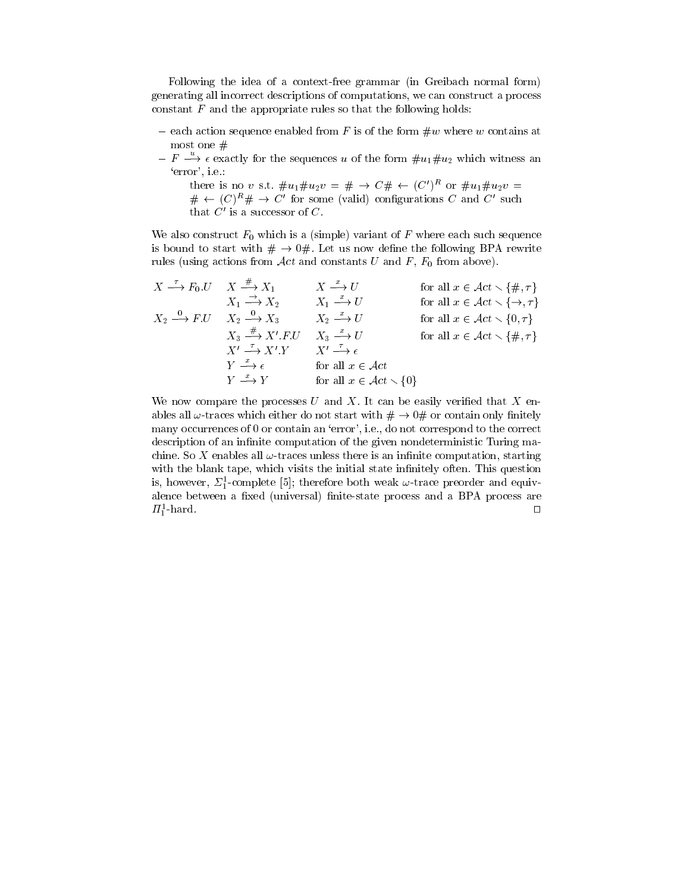Following the idea of a context-free grammar (in Greibach normal form) generating all incorrect descriptions of computations, we can construct a process constant $F$ and the appropriate rules so that the following holds:

- each action sequence enabled from $F$ is of the form $\#w$ where $w$ contains at most one $\#$
- $F \stackrel{u}{\longrightarrow} \epsilon$ exactly for the sequences $u$ of the form $\#u_1\#u_2$ which witness an 'error', i.e.:

  there is no $v$ s.t. $\#u_1\#u_2v = \# \rightarrow C\# \leftarrow (C')^R$ or $\#u_1\#u_2v = \# \leftarrow (C)^R\# \rightarrow C'$ for some (valid) configurations $C$ and $C'$ such that $C'$ is a successor of $C$.

We also construct $F_0$ which is a (simple) variant of $F$ where each such sequence is bound to start with $\# \rightarrow 0\#$. Let us now define the following BPA rewrite rules (using actions from $\mathcal{A}ct$ and constants $U$ and $F$, $F_0$ from above).

| | | | |
|---|---|---|---|
| $X \stackrel{\tau}{\longrightarrow} F_0.U$ | $X \stackrel{\#}{\longrightarrow} X_1$ | $X \stackrel{x}{\longrightarrow} U$ | for all $x \in \mathcal{A}ct \smallsetminus \{\#, \tau\}$ |
| | $X_1 \stackrel{\rightarrow}{\longrightarrow} X_2$ | $X_1 \stackrel{x}{\longrightarrow} U$ | for all $x \in \mathcal{A}ct \smallsetminus \{\rightarrow, \tau\}$ |
| $X_2 \stackrel{0}{\longrightarrow} F.U$ | $X_2 \stackrel{0}{\longrightarrow} X_3$ | $X_2 \stackrel{x}{\longrightarrow} U$ | for all $x \in \mathcal{A}ct \smallsetminus \{0, \tau\}$ |
| | $X_3 \stackrel{\#}{\longrightarrow} X'.F.U$ | $X_3 \stackrel{x}{\longrightarrow} U$ | for all $x \in \mathcal{A}ct \smallsetminus \{\#, \tau\}$ |
| | $X' \stackrel{\tau}{\longrightarrow} X'.Y$ | $X' \stackrel{\tau}{\longrightarrow} \epsilon$ | |
| | $Y \stackrel{x}{\longrightarrow} \epsilon$ | for all $x \in \mathcal{A}ct$ | |
| | $Y \stackrel{x}{\longrightarrow} Y$ | for all $x \in \mathcal{A}ct \smallsetminus \{0\}$ | |

We now compare the processes $U$ and $X$. It can be easily verified that $X$ enables all $\omega$-traces which either do not start with $\# \rightarrow 0\#$ or contain only finitely many occurrences of 0 or contain an 'error', i.e., do not correspond to the correct description of an infinite computation of the given nondeterministic Turing machine. So $X$ enables all $\omega$-traces unless there is an infinite computation, starting with the blank tape, which visits the initial state infinitely often. This question is, however, $\Sigma_1^1$-complete [5]; therefore both weak $\omega$-trace preorder and equivalence between a fixed (universal) finite-state process and a BPA process are $\Pi_1^1$-hard. □